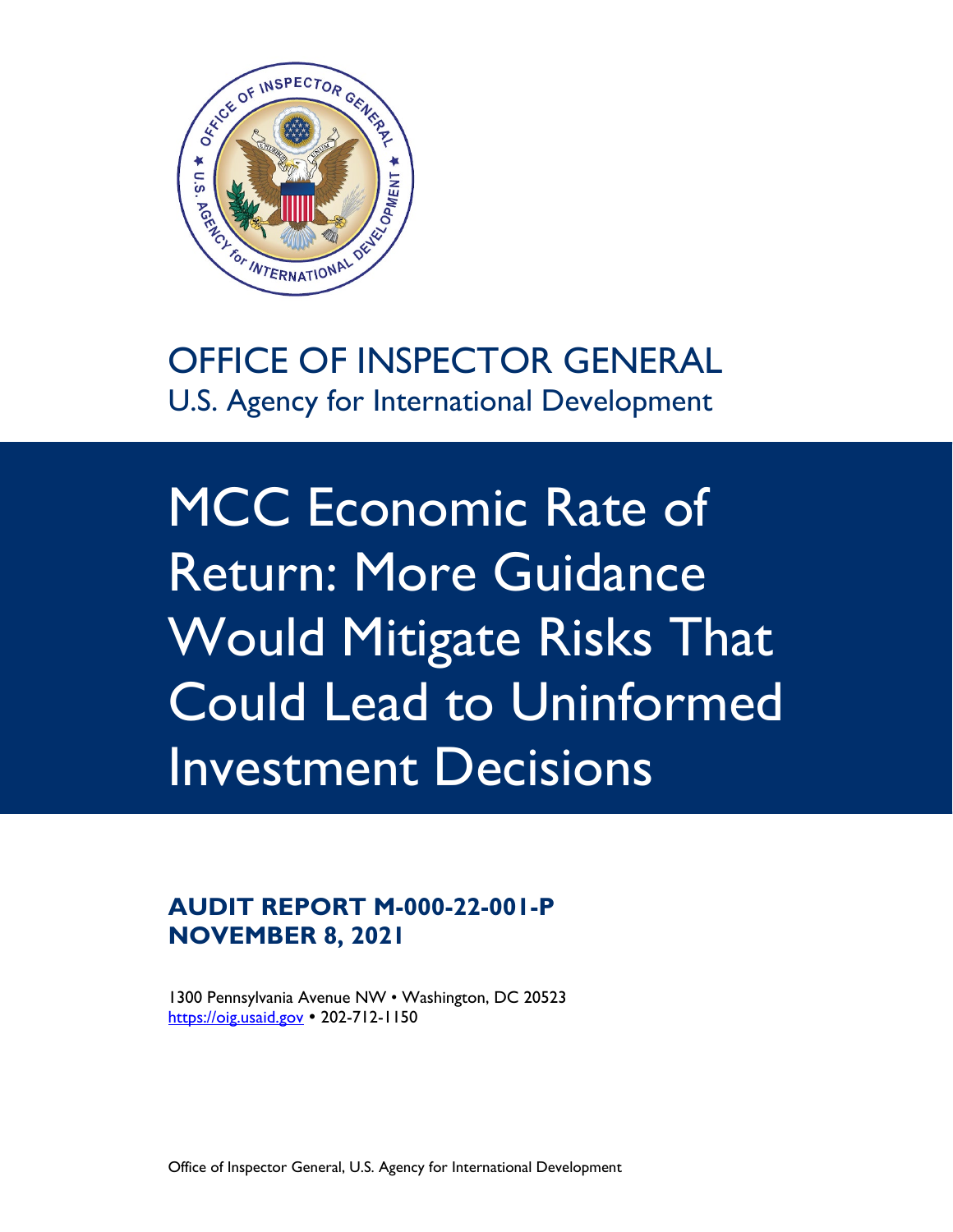# OFFICE OF INSPECTOR GENERAL

U.S. Agency for International Development

# MCC Economic Rate of Return: More Guidance Would Mitigate Risks That Could Lead to Uninformed Investment Decisions

**AUDIT REPORT M-000-22-001-P**
**NOVEMBER 8, 2021**

1300 Pennsylvania Avenue NW • Washington, DC 20523
https://oig.usaid.gov • 202-712-1150

Office of Inspector General, U.S. Agency for International Development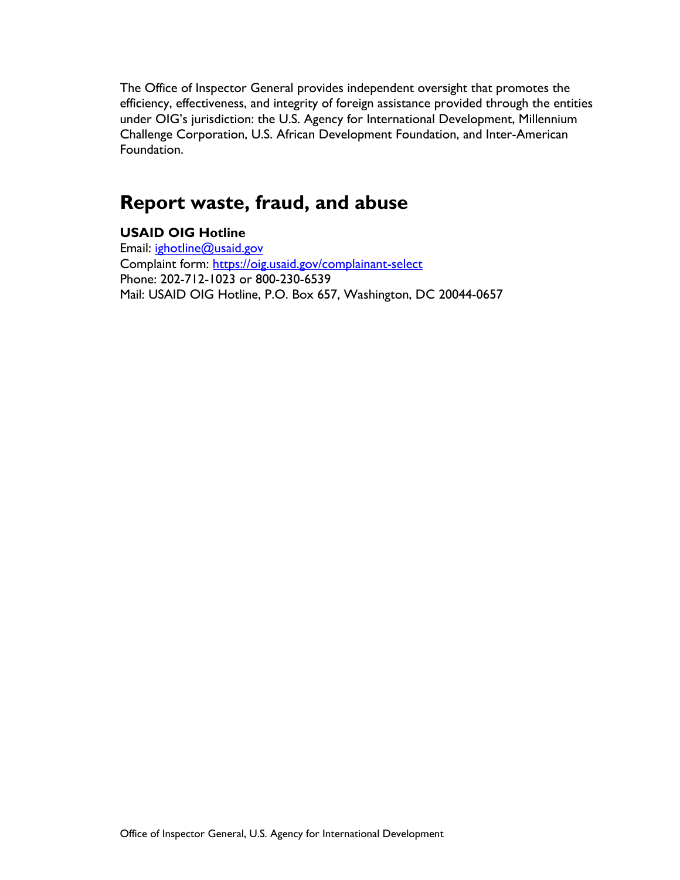The Office of Inspector General provides independent oversight that promotes the efficiency, effectiveness, and integrity of foreign assistance provided through the entities under OIG's jurisdiction: the U.S. Agency for International Development, Millennium Challenge Corporation, U.S. African Development Foundation, and Inter-American Foundation.

## Report waste, fraud, and abuse

**USAID OIG Hotline**
Email: [ighotline@usaid.gov](mailto:ighotline@usaid.gov)
Complaint form: [https://oig.usaid.gov/complainant-select](https://oig.usaid.gov/complainant-select)
Phone: 202-712-1023 or 800-230-6539
Mail: USAID OIG Hotline, P.O. Box 657, Washington, DC 20044-0657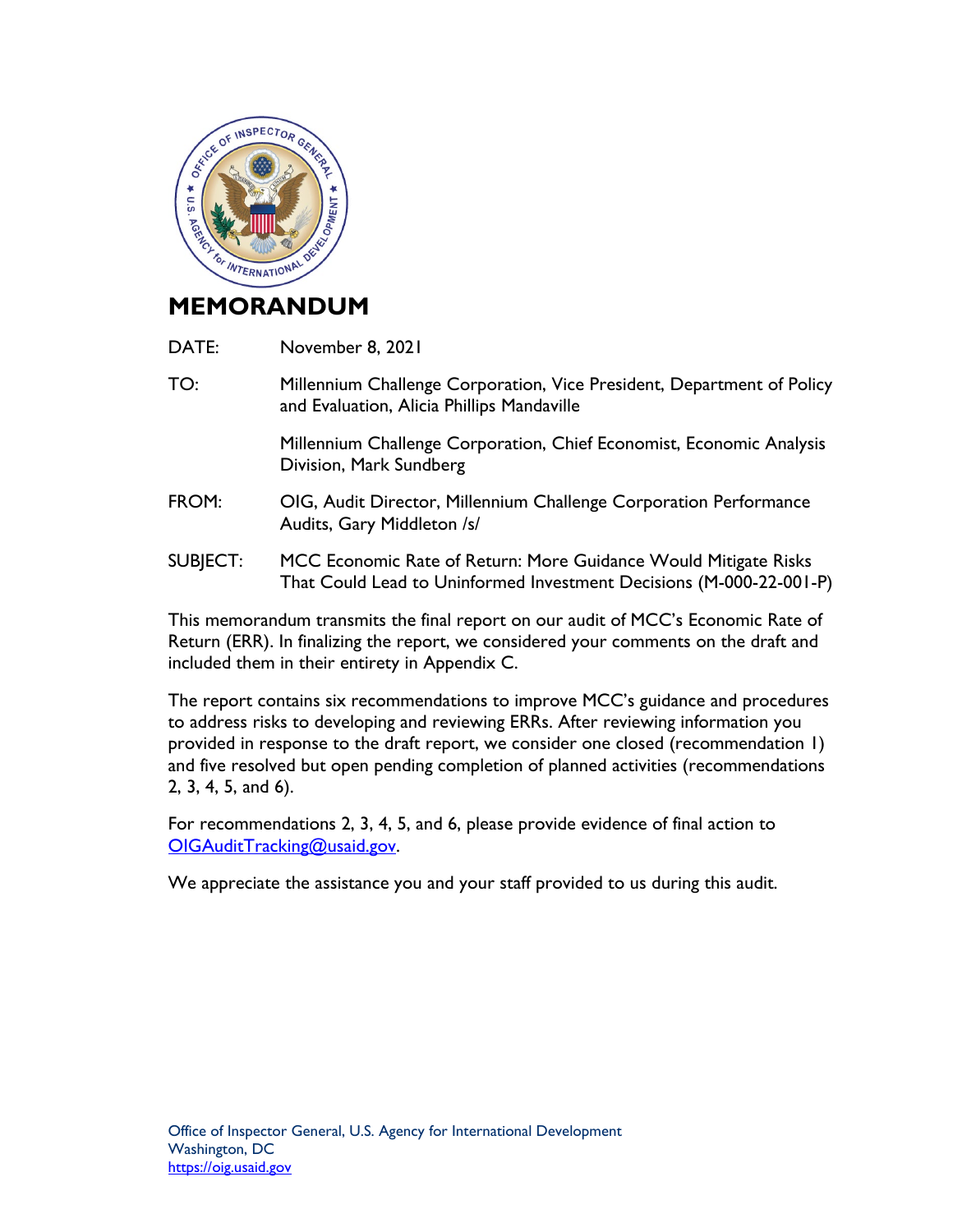# MEMORANDUM

DATE: November 8, 2021

TO: Millennium Challenge Corporation, Vice President, Department of Policy and Evaluation, Alicia Phillips Mandaville

Millennium Challenge Corporation, Chief Economist, Economic Analysis Division, Mark Sundberg

FROM: OIG, Audit Director, Millennium Challenge Corporation Performance Audits, Gary Middleton /s/

SUBJECT: MCC Economic Rate of Return: More Guidance Would Mitigate Risks That Could Lead to Uninformed Investment Decisions (M-000-22-001-P)

This memorandum transmits the final report on our audit of MCC's Economic Rate of Return (ERR). In finalizing the report, we considered your comments on the draft and included them in their entirety in Appendix C.

The report contains six recommendations to improve MCC's guidance and procedures to address risks to developing and reviewing ERRs. After reviewing information you provided in response to the draft report, we consider one closed (recommendation 1) and five resolved but open pending completion of planned activities (recommendations 2, 3, 4, 5, and 6).

For recommendations 2, 3, 4, 5, and 6, please provide evidence of final action to OIGAuditTracking@usaid.gov.

We appreciate the assistance you and your staff provided to us during this audit.

Office of Inspector General, U.S. Agency for International Development
Washington, DC
https://oig.usaid.gov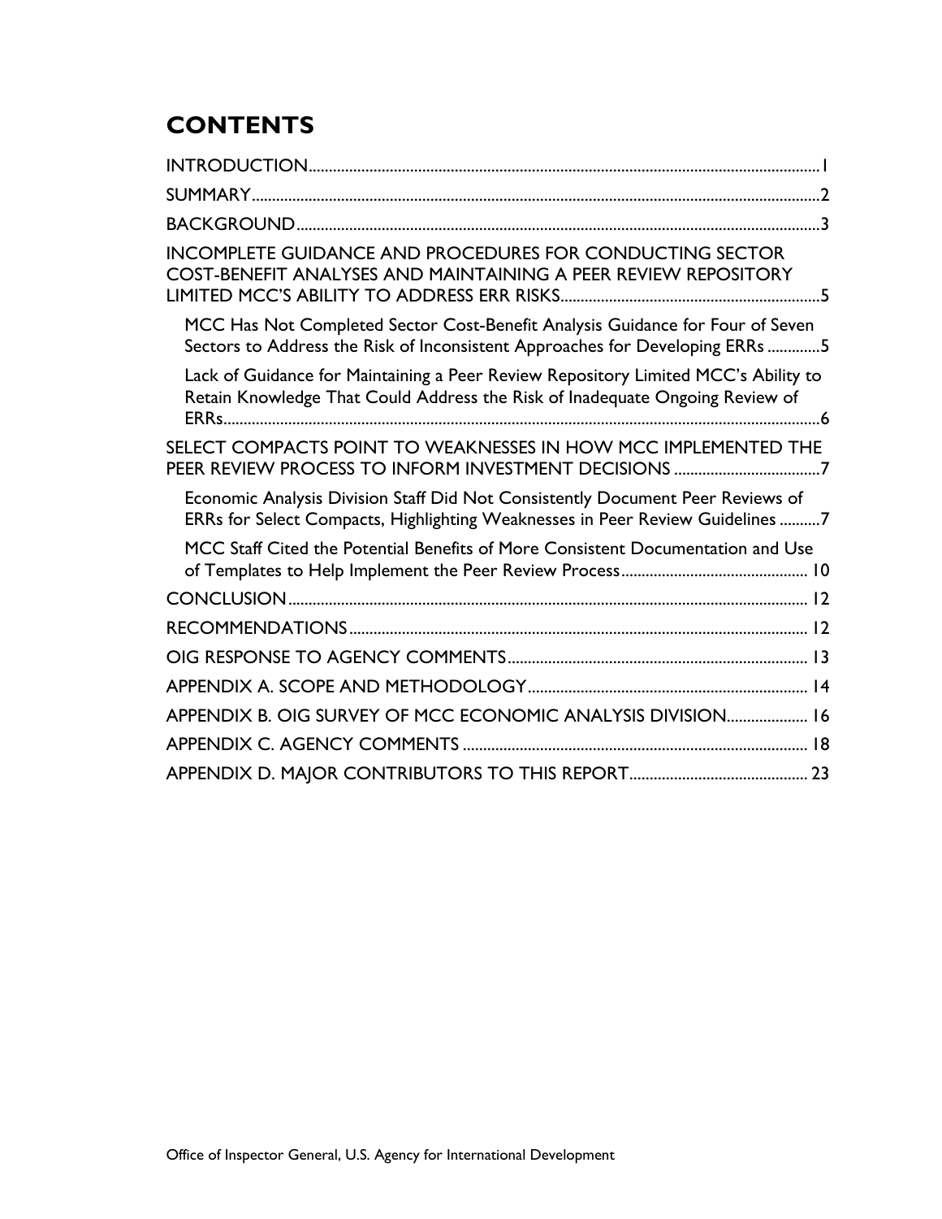# CONTENTS

- INTRODUCTION ..... 1
- SUMMARY ..... 2
- BACKGROUND ..... 3
- INCOMPLETE GUIDANCE AND PROCEDURES FOR CONDUCTING SECTOR COST-BENEFIT ANALYSES AND MAINTAINING A PEER REVIEW REPOSITORY LIMITED MCC'S ABILITY TO ADDRESS ERR RISKS ..... 5
  - MCC Has Not Completed Sector Cost-Benefit Analysis Guidance for Four of Seven Sectors to Address the Risk of Inconsistent Approaches for Developing ERRs ..... 5
  - Lack of Guidance for Maintaining a Peer Review Repository Limited MCC's Ability to Retain Knowledge That Could Address the Risk of Inadequate Ongoing Review of ERRs ..... 6
- SELECT COMPACTS POINT TO WEAKNESSES IN HOW MCC IMPLEMENTED THE PEER REVIEW PROCESS TO INFORM INVESTMENT DECISIONS ..... 7
  - Economic Analysis Division Staff Did Not Consistently Document Peer Reviews of ERRs for Select Compacts, Highlighting Weaknesses in Peer Review Guidelines ..... 7
  - MCC Staff Cited the Potential Benefits of More Consistent Documentation and Use of Templates to Help Implement the Peer Review Process ..... 10
- CONCLUSION ..... 12
- RECOMMENDATIONS ..... 12
- OIG RESPONSE TO AGENCY COMMENTS ..... 13
- APPENDIX A. SCOPE AND METHODOLOGY ..... 14
- APPENDIX B. OIG SURVEY OF MCC ECONOMIC ANALYSIS DIVISION ..... 16
- APPENDIX C. AGENCY COMMENTS ..... 18
- APPENDIX D. MAJOR CONTRIBUTORS TO THIS REPORT ..... 23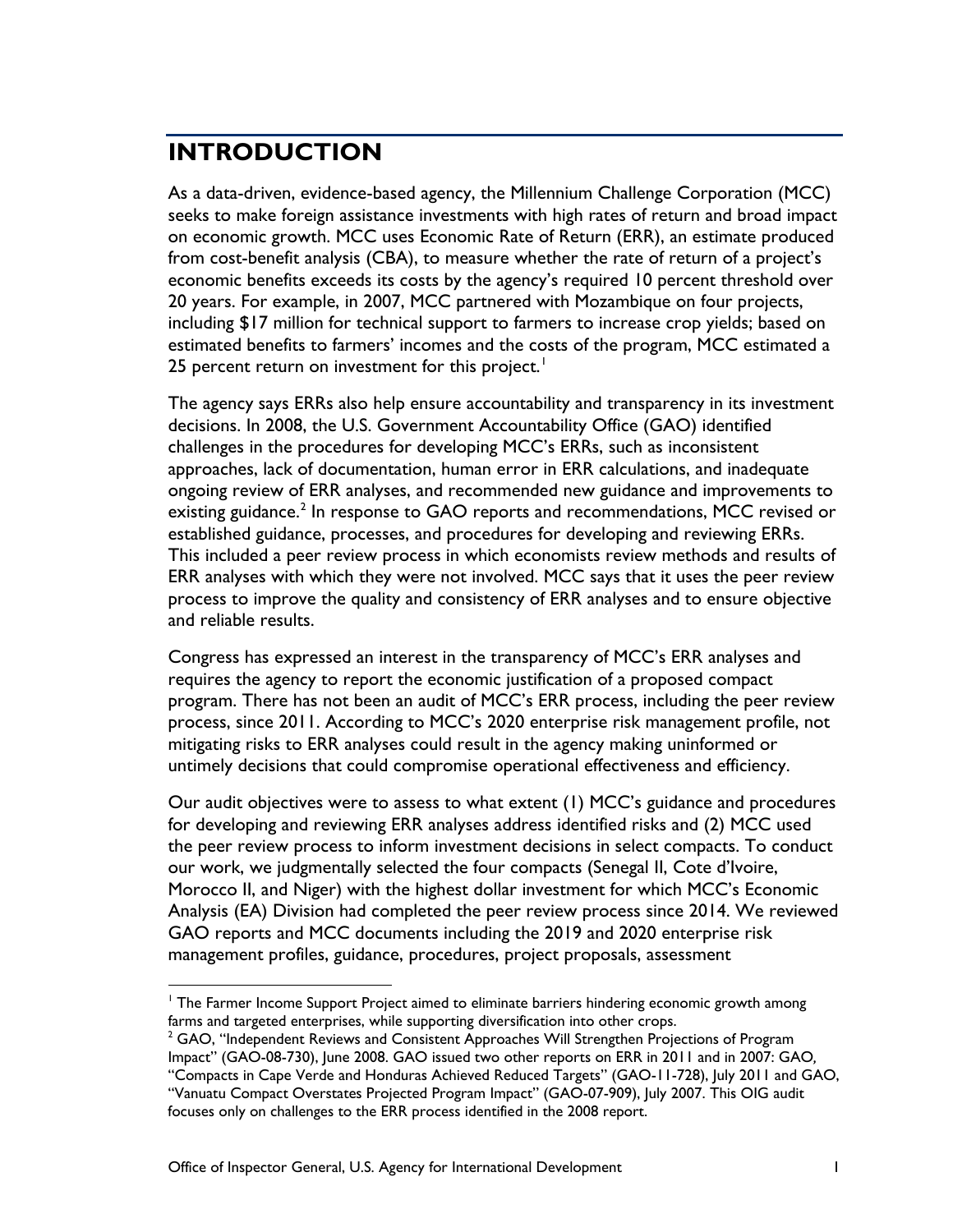# INTRODUCTION

As a data-driven, evidence-based agency, the Millennium Challenge Corporation (MCC) seeks to make foreign assistance investments with high rates of return and broad impact on economic growth. MCC uses Economic Rate of Return (ERR), an estimate produced from cost-benefit analysis (CBA), to measure whether the rate of return of a project's economic benefits exceeds its costs by the agency's required 10 percent threshold over 20 years. For example, in 2007, MCC partnered with Mozambique on four projects, including $17 million for technical support to farmers to increase crop yields; based on estimated benefits to farmers' incomes and the costs of the program, MCC estimated a 25 percent return on investment for this project.[1]

The agency says ERRs also help ensure accountability and transparency in its investment decisions. In 2008, the U.S. Government Accountability Office (GAO) identified challenges in the procedures for developing MCC's ERRs, such as inconsistent approaches, lack of documentation, human error in ERR calculations, and inadequate ongoing review of ERR analyses, and recommended new guidance and improvements to existing guidance.[2] In response to GAO reports and recommendations, MCC revised or established guidance, processes, and procedures for developing and reviewing ERRs. This included a peer review process in which economists review methods and results of ERR analyses with which they were not involved. MCC says that it uses the peer review process to improve the quality and consistency of ERR analyses and to ensure objective and reliable results.

Congress has expressed an interest in the transparency of MCC's ERR analyses and requires the agency to report the economic justification of a proposed compact program. There has not been an audit of MCC's ERR process, including the peer review process, since 2011. According to MCC's 2020 enterprise risk management profile, not mitigating risks to ERR analyses could result in the agency making uninformed or untimely decisions that could compromise operational effectiveness and efficiency.

Our audit objectives were to assess to what extent (1) MCC's guidance and procedures for developing and reviewing ERR analyses address identified risks and (2) MCC used the peer review process to inform investment decisions in select compacts. To conduct our work, we judgmentally selected the four compacts (Senegal II, Cote d'Ivoire, Morocco II, and Niger) with the highest dollar investment for which MCC's Economic Analysis (EA) Division had completed the peer review process since 2014. We reviewed GAO reports and MCC documents including the 2019 and 2020 enterprise risk management profiles, guidance, procedures, project proposals, assessment

---

[1] The Farmer Income Support Project aimed to eliminate barriers hindering economic growth among farms and targeted enterprises, while supporting diversification into other crops.

[2] GAO, "Independent Reviews and Consistent Approaches Will Strengthen Projections of Program Impact" (GAO-08-730), June 2008. GAO issued two other reports on ERR in 2011 and in 2007: GAO, "Compacts in Cape Verde and Honduras Achieved Reduced Targets" (GAO-11-728), July 2011 and GAO, "Vanuatu Compact Overstates Projected Program Impact" (GAO-07-909), July 2007. This OIG audit focuses only on challenges to the ERR process identified in the 2008 report.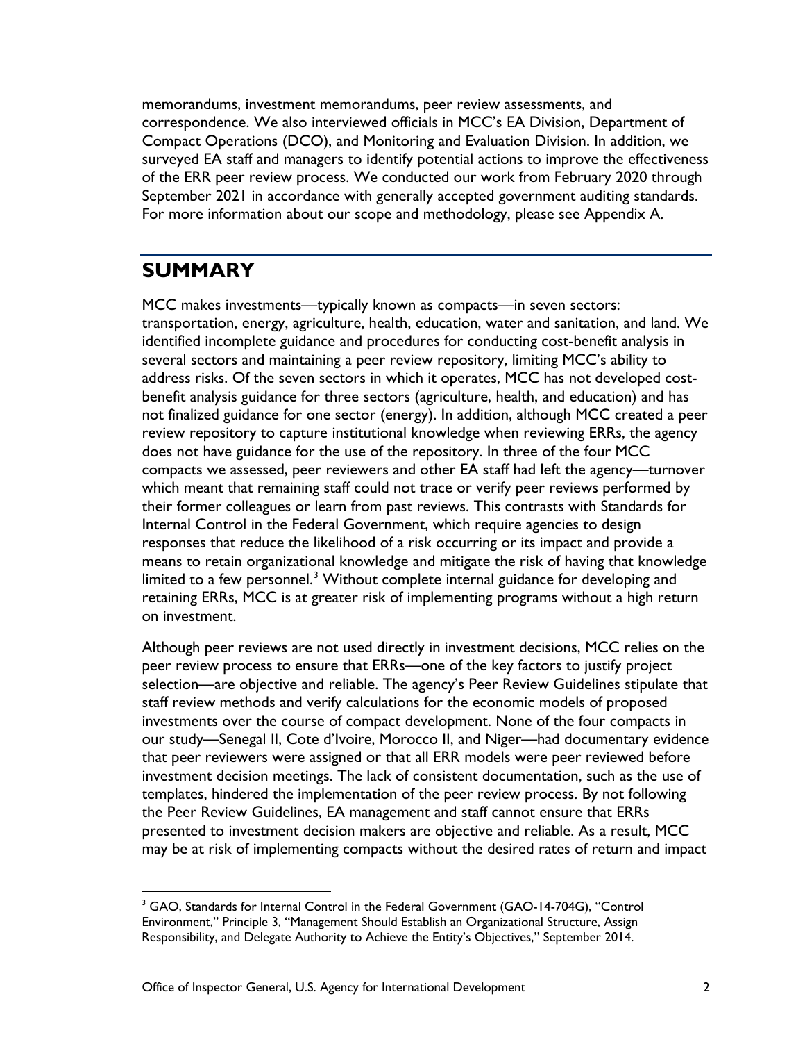memorandums, investment memorandums, peer review assessments, and correspondence. We also interviewed officials in MCC's EA Division, Department of Compact Operations (DCO), and Monitoring and Evaluation Division. In addition, we surveyed EA staff and managers to identify potential actions to improve the effectiveness of the ERR peer review process. We conducted our work from February 2020 through September 2021 in accordance with generally accepted government auditing standards. For more information about our scope and methodology, please see Appendix A.

## SUMMARY

MCC makes investments—typically known as compacts—in seven sectors: transportation, energy, agriculture, health, education, water and sanitation, and land. We identified incomplete guidance and procedures for conducting cost-benefit analysis in several sectors and maintaining a peer review repository, limiting MCC's ability to address risks. Of the seven sectors in which it operates, MCC has not developed cost-benefit analysis guidance for three sectors (agriculture, health, and education) and has not finalized guidance for one sector (energy). In addition, although MCC created a peer review repository to capture institutional knowledge when reviewing ERRs, the agency does not have guidance for the use of the repository. In three of the four MCC compacts we assessed, peer reviewers and other EA staff had left the agency—turnover which meant that remaining staff could not trace or verify peer reviews performed by their former colleagues or learn from past reviews. This contrasts with Standards for Internal Control in the Federal Government, which require agencies to design responses that reduce the likelihood of a risk occurring or its impact and provide a means to retain organizational knowledge and mitigate the risk of having that knowledge limited to a few personnel.[3] Without complete internal guidance for developing and retaining ERRs, MCC is at greater risk of implementing programs without a high return on investment.

Although peer reviews are not used directly in investment decisions, MCC relies on the peer review process to ensure that ERRs—one of the key factors to justify project selection—are objective and reliable. The agency's Peer Review Guidelines stipulate that staff review methods and verify calculations for the economic models of proposed investments over the course of compact development. None of the four compacts in our study—Senegal II, Cote d'Ivoire, Morocco II, and Niger—had documentary evidence that peer reviewers were assigned or that all ERR models were peer reviewed before investment decision meetings. The lack of consistent documentation, such as the use of templates, hindered the implementation of the peer review process. By not following the Peer Review Guidelines, EA management and staff cannot ensure that ERRs presented to investment decision makers are objective and reliable. As a result, MCC may be at risk of implementing compacts without the desired rates of return and impact

[3] GAO, Standards for Internal Control in the Federal Government (GAO-14-704G), "Control Environment," Principle 3, "Management Should Establish an Organizational Structure, Assign Responsibility, and Delegate Authority to Achieve the Entity's Objectives," September 2014.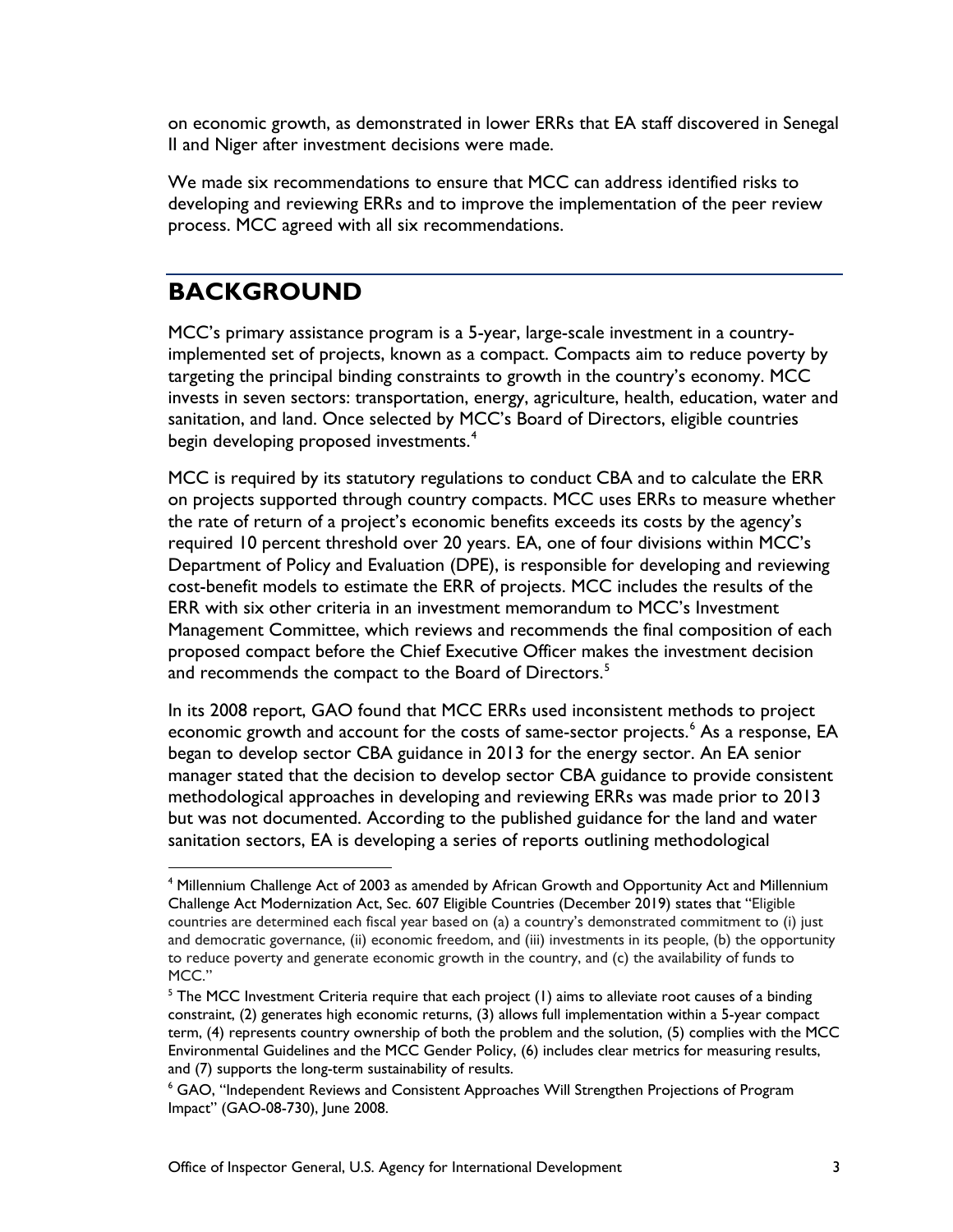on economic growth, as demonstrated in lower ERRs that EA staff discovered in Senegal II and Niger after investment decisions were made.

We made six recommendations to ensure that MCC can address identified risks to developing and reviewing ERRs and to improve the implementation of the peer review process. MCC agreed with all six recommendations.

## BACKGROUND

MCC's primary assistance program is a 5-year, large-scale investment in a country-implemented set of projects, known as a compact. Compacts aim to reduce poverty by targeting the principal binding constraints to growth in the country's economy. MCC invests in seven sectors: transportation, energy, agriculture, health, education, water and sanitation, and land. Once selected by MCC's Board of Directors, eligible countries begin developing proposed investments.[4]

MCC is required by its statutory regulations to conduct CBA and to calculate the ERR on projects supported through country compacts. MCC uses ERRs to measure whether the rate of return of a project's economic benefits exceeds its costs by the agency's required 10 percent threshold over 20 years. EA, one of four divisions within MCC's Department of Policy and Evaluation (DPE), is responsible for developing and reviewing cost-benefit models to estimate the ERR of projects. MCC includes the results of the ERR with six other criteria in an investment memorandum to MCC's Investment Management Committee, which reviews and recommends the final composition of each proposed compact before the Chief Executive Officer makes the investment decision and recommends the compact to the Board of Directors.[5]

In its 2008 report, GAO found that MCC ERRs used inconsistent methods to project economic growth and account for the costs of same-sector projects.[6] As a response, EA began to develop sector CBA guidance in 2013 for the energy sector. An EA senior manager stated that the decision to develop sector CBA guidance to provide consistent methodological approaches in developing and reviewing ERRs was made prior to 2013 but was not documented. According to the published guidance for the land and water sanitation sectors, EA is developing a series of reports outlining methodological

[4] Millennium Challenge Act of 2003 as amended by African Growth and Opportunity Act and Millennium Challenge Act Modernization Act, Sec. 607 Eligible Countries (December 2019) states that "Eligible countries are determined each fiscal year based on (a) a country's demonstrated commitment to (i) just and democratic governance, (ii) economic freedom, and (iii) investments in its people, (b) the opportunity to reduce poverty and generate economic growth in the country, and (c) the availability of funds to MCC."

[5] The MCC Investment Criteria require that each project (1) aims to alleviate root causes of a binding constraint, (2) generates high economic returns, (3) allows full implementation within a 5-year compact term, (4) represents country ownership of both the problem and the solution, (5) complies with the MCC Environmental Guidelines and the MCC Gender Policy, (6) includes clear metrics for measuring results, and (7) supports the long-term sustainability of results.

[6] GAO, "Independent Reviews and Consistent Approaches Will Strengthen Projections of Program Impact" (GAO-08-730), June 2008.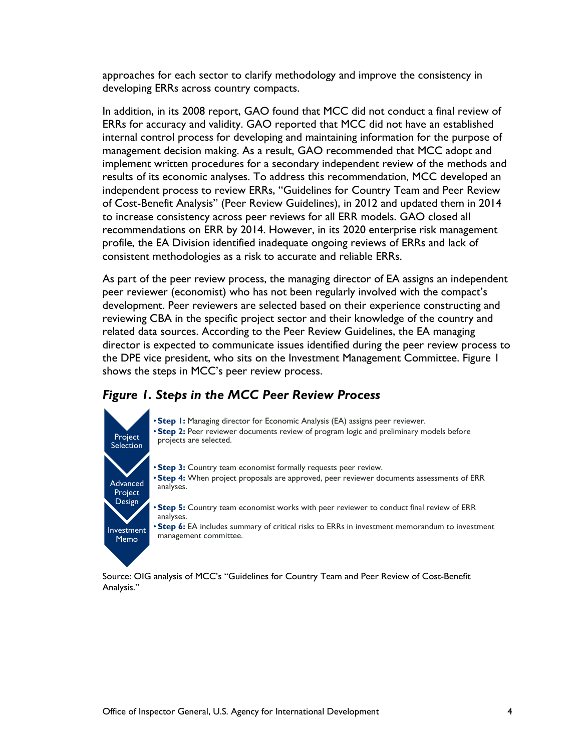approaches for each sector to clarify methodology and improve the consistency in developing ERRs across country compacts.

In addition, in its 2008 report, GAO found that MCC did not conduct a final review of ERRs for accuracy and validity. GAO reported that MCC did not have an established internal control process for developing and maintaining information for the purpose of management decision making. As a result, GAO recommended that MCC adopt and implement written procedures for a secondary independent review of the methods and results of its economic analyses. To address this recommendation, MCC developed an independent process to review ERRs, "Guidelines for Country Team and Peer Review of Cost-Benefit Analysis" (Peer Review Guidelines), in 2012 and updated them in 2014 to increase consistency across peer reviews for all ERR models. GAO closed all recommendations on ERR by 2014. However, in its 2020 enterprise risk management profile, the EA Division identified inadequate ongoing reviews of ERRs and lack of consistent methodologies as a risk to accurate and reliable ERRs.

As part of the peer review process, the managing director of EA assigns an independent peer reviewer (economist) who has not been regularly involved with the compact's development. Peer reviewers are selected based on their experience constructing and reviewing CBA in the specific project sector and their knowledge of the country and related data sources. According to the Peer Review Guidelines, the EA managing director is expected to communicate issues identified during the peer review process to the DPE vice president, who sits on the Investment Management Committee. Figure 1 shows the steps in MCC's peer review process.

### *Figure 1. Steps in the MCC Peer Review Process*

**Project Selection**

- **Step 1:** Managing director for Economic Analysis (EA) assigns peer reviewer.
- **Step 2:** Peer reviewer documents review of program logic and preliminary models before projects are selected.

**Advanced Project Design**

- **Step 3:** Country team economist formally requests peer review.
- **Step 4:** When project proposals are approved, peer reviewer documents assessments of ERR analyses.

**Investment Memo**

- **Step 5:** Country team economist works with peer reviewer to conduct final review of ERR analyses.
- **Step 6:** EA includes summary of critical risks to ERRs in investment memorandum to investment management committee.

Source: OIG analysis of MCC's "Guidelines for Country Team and Peer Review of Cost-Benefit Analysis."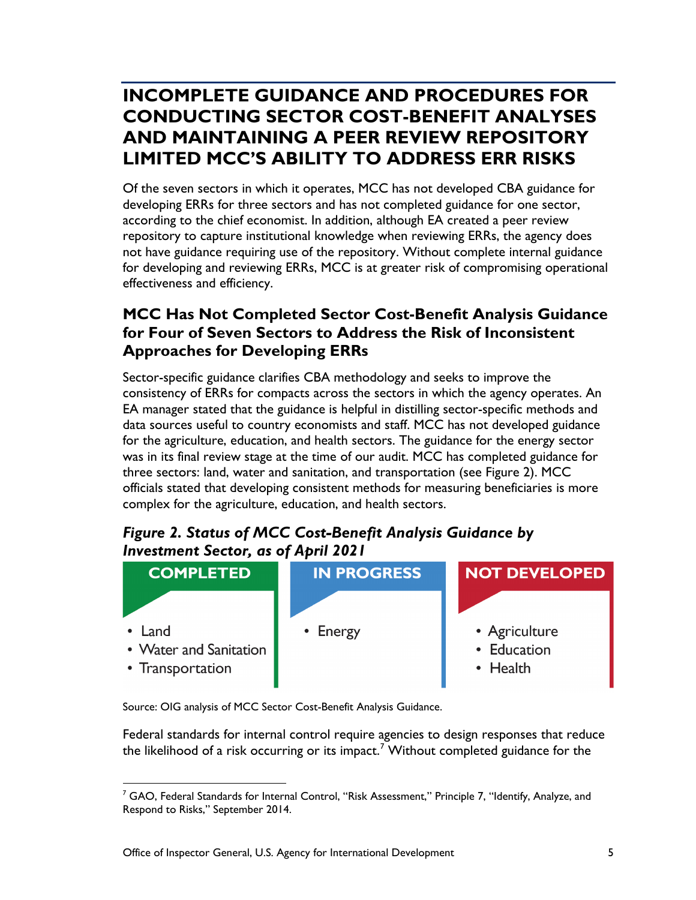## INCOMPLETE GUIDANCE AND PROCEDURES FOR CONDUCTING SECTOR COST-BENEFIT ANALYSES AND MAINTAINING A PEER REVIEW REPOSITORY LIMITED MCC'S ABILITY TO ADDRESS ERR RISKS

Of the seven sectors in which it operates, MCC has not developed CBA guidance for developing ERRs for three sectors and has not completed guidance for one sector, according to the chief economist. In addition, although EA created a peer review repository to capture institutional knowledge when reviewing ERRs, the agency does not have guidance requiring use of the repository. Without complete internal guidance for developing and reviewing ERRs, MCC is at greater risk of compromising operational effectiveness and efficiency.

### MCC Has Not Completed Sector Cost-Benefit Analysis Guidance for Four of Seven Sectors to Address the Risk of Inconsistent Approaches for Developing ERRs

Sector-specific guidance clarifies CBA methodology and seeks to improve the consistency of ERRs for compacts across the sectors in which the agency operates. An EA manager stated that the guidance is helpful in distilling sector-specific methods and data sources useful to country economists and staff. MCC has not developed guidance for the agriculture, education, and health sectors. The guidance for the energy sector was in its final review stage at the time of our audit. MCC has completed guidance for three sectors: land, water and sanitation, and transportation (see Figure 2). MCC officials stated that developing consistent methods for measuring beneficiaries is more complex for the agriculture, education, and health sectors.

***Figure 2. Status of MCC Cost-Benefit Analysis Guidance by Investment Sector, as of April 2021***

| COMPLETED | IN PROGRESS | NOT DEVELOPED |
| --- | --- | --- |
| • Land<br>• Water and Sanitation<br>• Transportation | • Energy | • Agriculture<br>• Education<br>• Health |

Source: OIG analysis of MCC Sector Cost-Benefit Analysis Guidance.

Federal standards for internal control require agencies to design responses that reduce the likelihood of a risk occurring or its impact.[7] Without completed guidance for the

[7] GAO, Federal Standards for Internal Control, "Risk Assessment," Principle 7, "Identify, Analyze, and Respond to Risks," September 2014.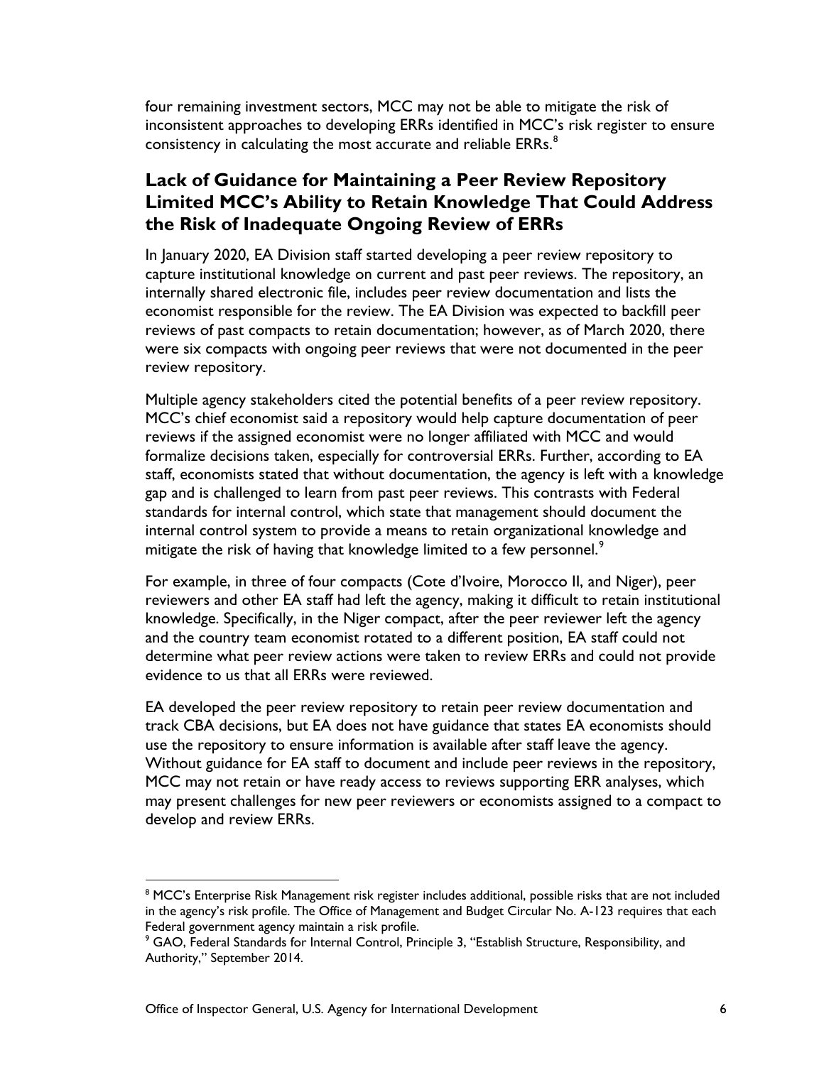four remaining investment sectors, MCC may not be able to mitigate the risk of inconsistent approaches to developing ERRs identified in MCC's risk register to ensure consistency in calculating the most accurate and reliable ERRs.[8]

## Lack of Guidance for Maintaining a Peer Review Repository Limited MCC's Ability to Retain Knowledge That Could Address the Risk of Inadequate Ongoing Review of ERRs

In January 2020, EA Division staff started developing a peer review repository to capture institutional knowledge on current and past peer reviews. The repository, an internally shared electronic file, includes peer review documentation and lists the economist responsible for the review. The EA Division was expected to backfill peer reviews of past compacts to retain documentation; however, as of March 2020, there were six compacts with ongoing peer reviews that were not documented in the peer review repository.

Multiple agency stakeholders cited the potential benefits of a peer review repository. MCC's chief economist said a repository would help capture documentation of peer reviews if the assigned economist were no longer affiliated with MCC and would formalize decisions taken, especially for controversial ERRs. Further, according to EA staff, economists stated that without documentation, the agency is left with a knowledge gap and is challenged to learn from past peer reviews. This contrasts with Federal standards for internal control, which state that management should document the internal control system to provide a means to retain organizational knowledge and mitigate the risk of having that knowledge limited to a few personnel.[9]

For example, in three of four compacts (Cote d'Ivoire, Morocco II, and Niger), peer reviewers and other EA staff had left the agency, making it difficult to retain institutional knowledge. Specifically, in the Niger compact, after the peer reviewer left the agency and the country team economist rotated to a different position, EA staff could not determine what peer review actions were taken to review ERRs and could not provide evidence to us that all ERRs were reviewed.

EA developed the peer review repository to retain peer review documentation and track CBA decisions, but EA does not have guidance that states EA economists should use the repository to ensure information is available after staff leave the agency. Without guidance for EA staff to document and include peer reviews in the repository, MCC may not retain or have ready access to reviews supporting ERR analyses, which may present challenges for new peer reviewers or economists assigned to a compact to develop and review ERRs.

---

[8] MCC's Enterprise Risk Management risk register includes additional, possible risks that are not included in the agency's risk profile. The Office of Management and Budget Circular No. A-123 requires that each Federal government agency maintain a risk profile.

[9] GAO, Federal Standards for Internal Control, Principle 3, "Establish Structure, Responsibility, and Authority," September 2014.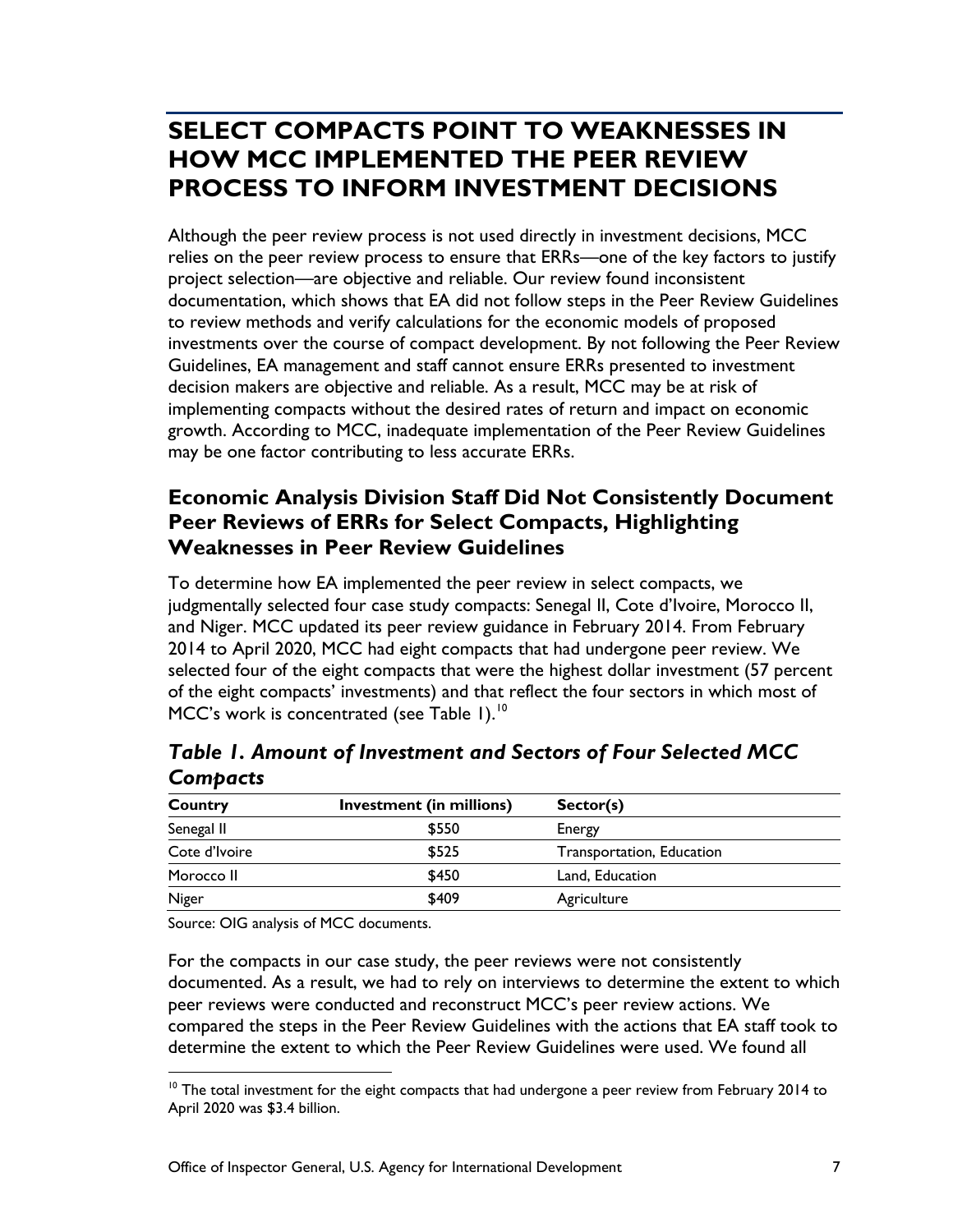# SELECT COMPACTS POINT TO WEAKNESSES IN HOW MCC IMPLEMENTED THE PEER REVIEW PROCESS TO INFORM INVESTMENT DECISIONS

Although the peer review process is not used directly in investment decisions, MCC relies on the peer review process to ensure that ERRs—one of the key factors to justify project selection—are objective and reliable. Our review found inconsistent documentation, which shows that EA did not follow steps in the Peer Review Guidelines to review methods and verify calculations for the economic models of proposed investments over the course of compact development. By not following the Peer Review Guidelines, EA management and staff cannot ensure ERRs presented to investment decision makers are objective and reliable. As a result, MCC may be at risk of implementing compacts without the desired rates of return and impact on economic growth. According to MCC, inadequate implementation of the Peer Review Guidelines may be one factor contributing to less accurate ERRs.

## Economic Analysis Division Staff Did Not Consistently Document Peer Reviews of ERRs for Select Compacts, Highlighting Weaknesses in Peer Review Guidelines

To determine how EA implemented the peer review in select compacts, we judgmentally selected four case study compacts: Senegal II, Cote d'Ivoire, Morocco II, and Niger. MCC updated its peer review guidance in February 2014. From February 2014 to April 2020, MCC had eight compacts that had undergone peer review. We selected four of the eight compacts that were the highest dollar investment (57 percent of the eight compacts' investments) and that reflect the four sectors in which most of MCC's work is concentrated (see Table 1).[10]

### *Table 1. Amount of Investment and Sectors of Four Selected MCC Compacts*

| Country | Investment (in millions) | Sector(s) |
|---|---|---|
| Senegal II | \$550 | Energy |
| Cote d'Ivoire | \$525 | Transportation, Education |
| Morocco II | \$450 | Land, Education |
| Niger | \$409 | Agriculture |

Source: OIG analysis of MCC documents.

For the compacts in our case study, the peer reviews were not consistently documented. As a result, we had to rely on interviews to determine the extent to which peer reviews were conducted and reconstruct MCC's peer review actions. We compared the steps in the Peer Review Guidelines with the actions that EA staff took to determine the extent to which the Peer Review Guidelines were used. We found all

[10] The total investment for the eight compacts that had undergone a peer review from February 2014 to April 2020 was \$3.4 billion.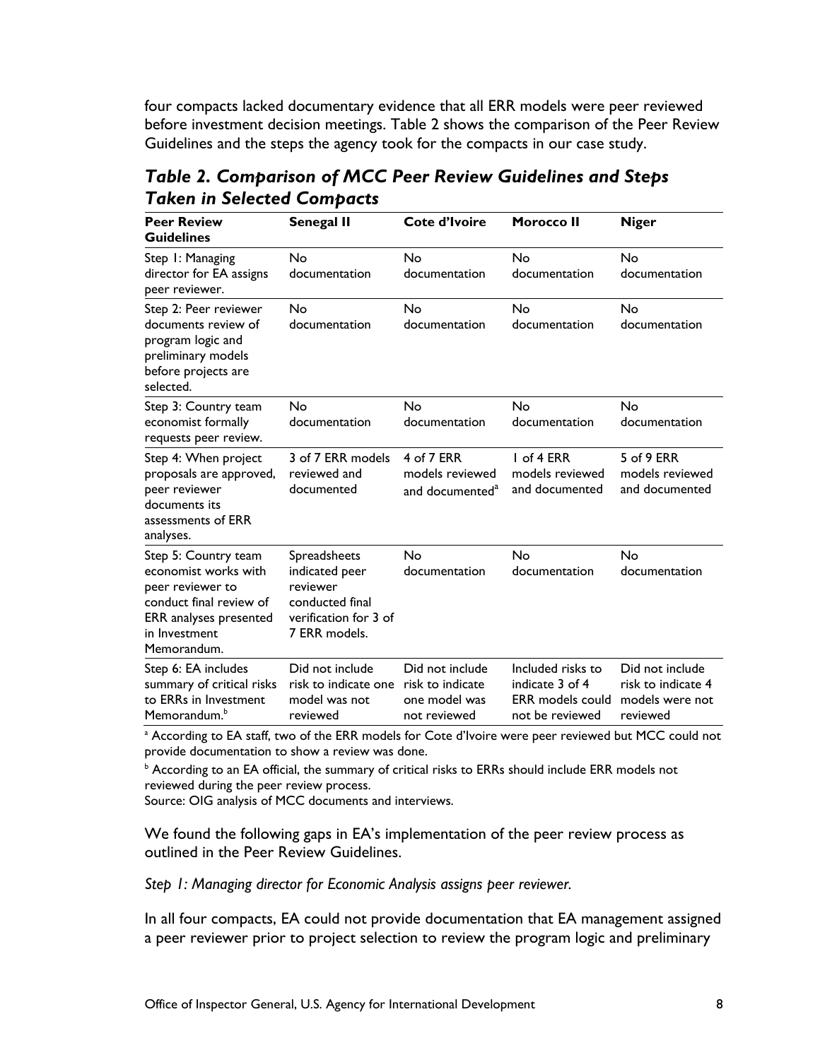four compacts lacked documentary evidence that all ERR models were peer reviewed before investment decision meetings. Table 2 shows the comparison of the Peer Review Guidelines and the steps the agency took for the compacts in our case study.

***Table 2. Comparison of MCC Peer Review Guidelines and Steps Taken in Selected Compacts***

| Peer Review Guidelines | Senegal II | Cote d'Ivoire | Morocco II | Niger |
|---|---|---|---|---|
| Step 1: Managing director for EA assigns peer reviewer. | No documentation | No documentation | No documentation | No documentation |
| Step 2: Peer reviewer documents review of program logic and preliminary models before projects are selected. | No documentation | No documentation | No documentation | No documentation |
| Step 3: Country team economist formally requests peer review. | No documentation | No documentation | No documentation | No documentation |
| Step 4: When project proposals are approved, peer reviewer documents its assessments of ERR analyses. | 3 of 7 ERR models reviewed and documented | 4 of 7 ERR models reviewed and documented[a] | 1 of 4 ERR models reviewed and documented | 5 of 9 ERR models reviewed and documented |
| Step 5: Country team economist works with peer reviewer to conduct final review of ERR analyses presented in Investment Memorandum. | Spreadsheets indicated peer reviewer conducted final verification for 3 of 7 ERR models. | No documentation | No documentation | No documentation |
| Step 6: EA includes summary of critical risks to ERRs in Investment Memorandum.[b] | Did not include risk to indicate one model was not reviewed | Did not include risk to indicate one model was not reviewed | Included risks to indicate 3 of 4 ERR models could not be reviewed | Did not include risk to indicate 4 models were not reviewed |

[a] According to EA staff, two of the ERR models for Cote d'Ivoire were peer reviewed but MCC could not provide documentation to show a review was done.

[b] According to an EA official, the summary of critical risks to ERRs should include ERR models not reviewed during the peer review process.

Source: OIG analysis of MCC documents and interviews.

We found the following gaps in EA's implementation of the peer review process as outlined in the Peer Review Guidelines.

*Step 1: Managing director for Economic Analysis assigns peer reviewer.*

In all four compacts, EA could not provide documentation that EA management assigned a peer reviewer prior to project selection to review the program logic and preliminary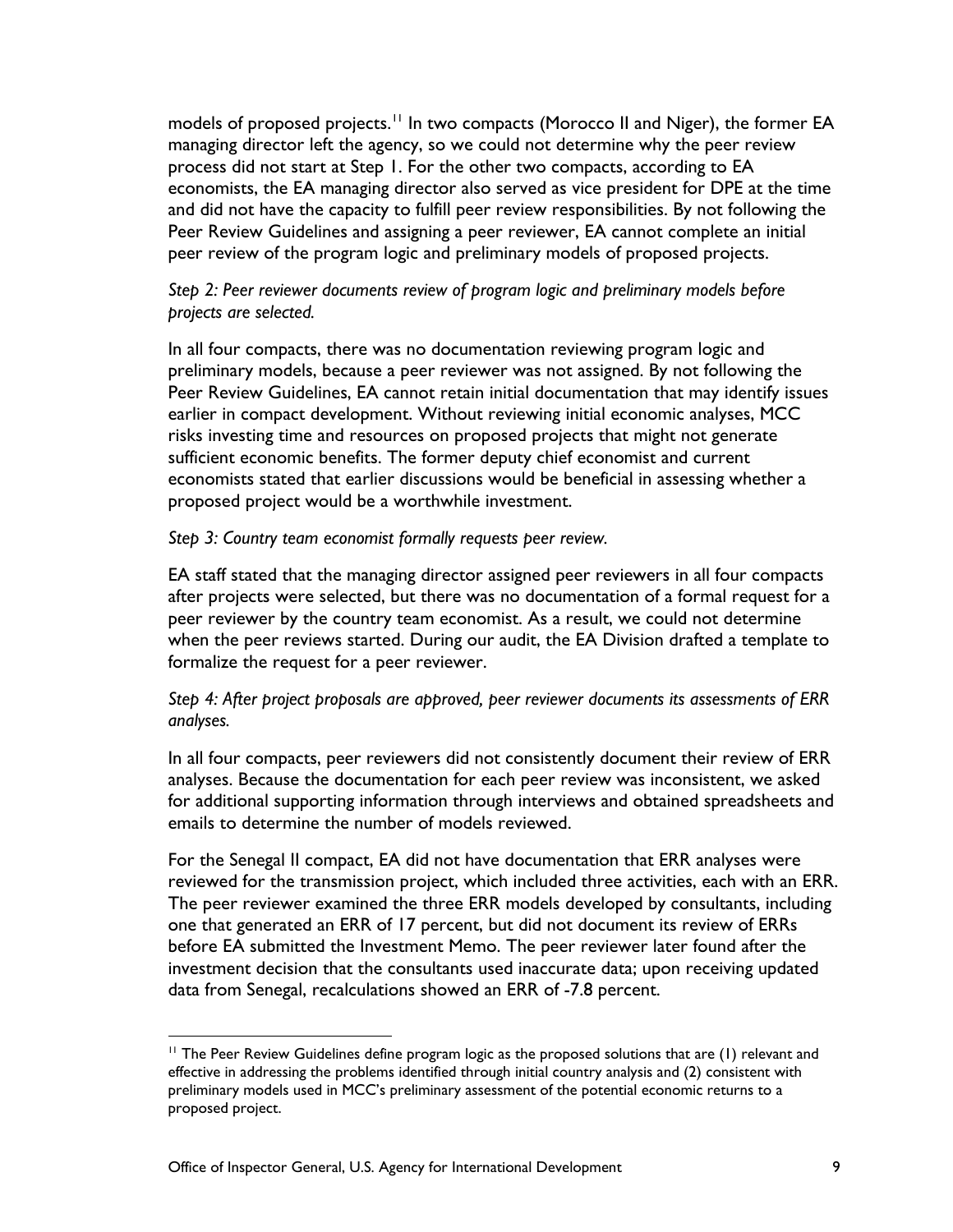models of proposed projects.[11] In two compacts (Morocco II and Niger), the former EA managing director left the agency, so we could not determine why the peer review process did not start at Step 1. For the other two compacts, according to EA economists, the EA managing director also served as vice president for DPE at the time and did not have the capacity to fulfill peer review responsibilities. By not following the Peer Review Guidelines and assigning a peer reviewer, EA cannot complete an initial peer review of the program logic and preliminary models of proposed projects.

*Step 2: Peer reviewer documents review of program logic and preliminary models before projects are selected.*

In all four compacts, there was no documentation reviewing program logic and preliminary models, because a peer reviewer was not assigned. By not following the Peer Review Guidelines, EA cannot retain initial documentation that may identify issues earlier in compact development. Without reviewing initial economic analyses, MCC risks investing time and resources on proposed projects that might not generate sufficient economic benefits. The former deputy chief economist and current economists stated that earlier discussions would be beneficial in assessing whether a proposed project would be a worthwhile investment.

*Step 3: Country team economist formally requests peer review.*

EA staff stated that the managing director assigned peer reviewers in all four compacts after projects were selected, but there was no documentation of a formal request for a peer reviewer by the country team economist. As a result, we could not determine when the peer reviews started. During our audit, the EA Division drafted a template to formalize the request for a peer reviewer.

*Step 4: After project proposals are approved, peer reviewer documents its assessments of ERR analyses.*

In all four compacts, peer reviewers did not consistently document their review of ERR analyses. Because the documentation for each peer review was inconsistent, we asked for additional supporting information through interviews and obtained spreadsheets and emails to determine the number of models reviewed.

For the Senegal II compact, EA did not have documentation that ERR analyses were reviewed for the transmission project, which included three activities, each with an ERR. The peer reviewer examined the three ERR models developed by consultants, including one that generated an ERR of 17 percent, but did not document its review of ERRs before EA submitted the Investment Memo. The peer reviewer later found after the investment decision that the consultants used inaccurate data; upon receiving updated data from Senegal, recalculations showed an ERR of -7.8 percent.

---

[11] The Peer Review Guidelines define program logic as the proposed solutions that are (1) relevant and effective in addressing the problems identified through initial country analysis and (2) consistent with preliminary models used in MCC's preliminary assessment of the potential economic returns to a proposed project.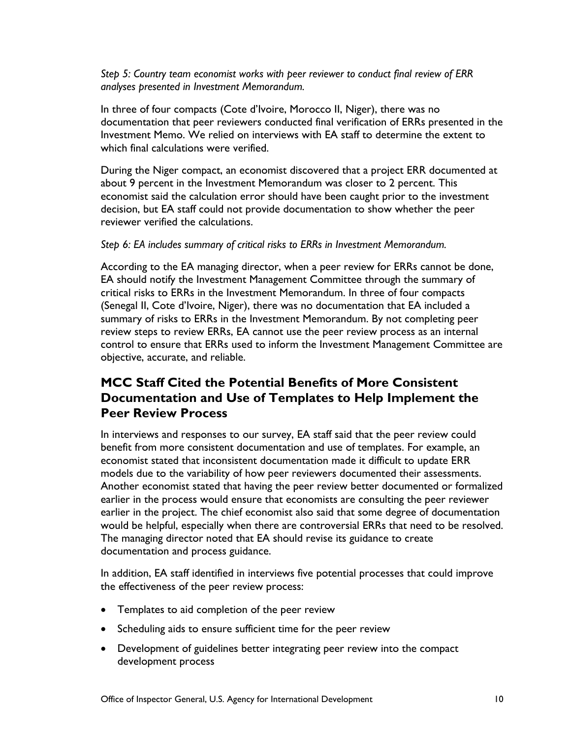*Step 5: Country team economist works with peer reviewer to conduct final review of ERR analyses presented in Investment Memorandum.*

In three of four compacts (Cote d'Ivoire, Morocco II, Niger), there was no documentation that peer reviewers conducted final verification of ERRs presented in the Investment Memo. We relied on interviews with EA staff to determine the extent to which final calculations were verified.

During the Niger compact, an economist discovered that a project ERR documented at about 9 percent in the Investment Memorandum was closer to 2 percent. This economist said the calculation error should have been caught prior to the investment decision, but EA staff could not provide documentation to show whether the peer reviewer verified the calculations.

*Step 6: EA includes summary of critical risks to ERRs in Investment Memorandum.*

According to the EA managing director, when a peer review for ERRs cannot be done, EA should notify the Investment Management Committee through the summary of critical risks to ERRs in the Investment Memorandum. In three of four compacts (Senegal II, Cote d'Ivoire, Niger), there was no documentation that EA included a summary of risks to ERRs in the Investment Memorandum. By not completing peer review steps to review ERRs, EA cannot use the peer review process as an internal control to ensure that ERRs used to inform the Investment Management Committee are objective, accurate, and reliable.

## MCC Staff Cited the Potential Benefits of More Consistent Documentation and Use of Templates to Help Implement the Peer Review Process

In interviews and responses to our survey, EA staff said that the peer review could benefit from more consistent documentation and use of templates. For example, an economist stated that inconsistent documentation made it difficult to update ERR models due to the variability of how peer reviewers documented their assessments. Another economist stated that having the peer review better documented or formalized earlier in the process would ensure that economists are consulting the peer reviewer earlier in the project. The chief economist also said that some degree of documentation would be helpful, especially when there are controversial ERRs that need to be resolved. The managing director noted that EA should revise its guidance to create documentation and process guidance.

In addition, EA staff identified in interviews five potential processes that could improve the effectiveness of the peer review process:

- Templates to aid completion of the peer review
- Scheduling aids to ensure sufficient time for the peer review
- Development of guidelines better integrating peer review into the compact development process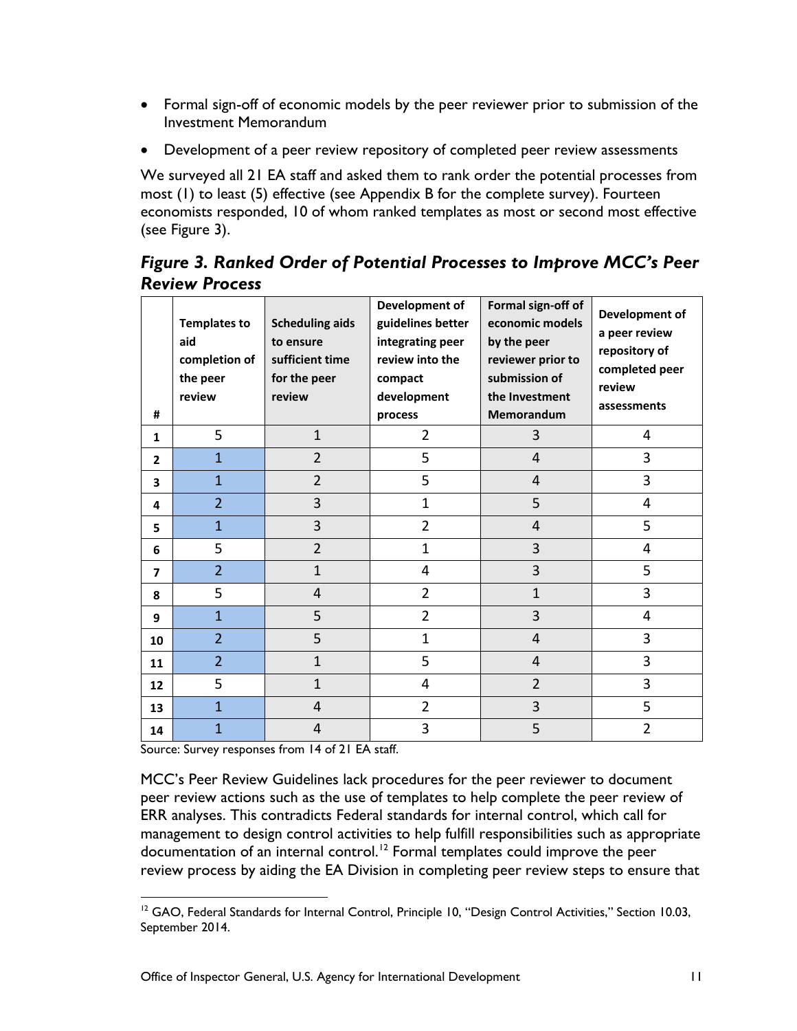- Formal sign-off of economic models by the peer reviewer prior to submission of the Investment Memorandum
- Development of a peer review repository of completed peer review assessments

We surveyed all 21 EA staff and asked them to rank order the potential processes from most (1) to least (5) effective (see Appendix B for the complete survey). Fourteen economists responded, 10 of whom ranked templates as most or second most effective (see Figure 3).

### *Figure 3. Ranked Order of Potential Processes to Improve MCC's Peer Review Process*

| # | Templates to aid completion of the peer review | Scheduling aids to ensure sufficient time for the peer review | Development of guidelines better integrating peer review into the compact development process | Formal sign-off of economic models by the peer reviewer prior to submission of the Investment Memorandum | Development of a peer review repository of completed peer review assessments |
|---|---|---|---|---|---|
| 1 | 5 | 1 | 2 | 3 | 4 |
| 2 | 1 | 2 | 5 | 4 | 3 |
| 3 | 1 | 2 | 5 | 4 | 3 |
| 4 | 2 | 3 | 1 | 5 | 4 |
| 5 | 1 | 3 | 2 | 4 | 5 |
| 6 | 5 | 2 | 1 | 3 | 4 |
| 7 | 2 | 1 | 4 | 3 | 5 |
| 8 | 5 | 4 | 2 | 1 | 3 |
| 9 | 1 | 5 | 2 | 3 | 4 |
| 10 | 2 | 5 | 1 | 4 | 3 |
| 11 | 2 | 1 | 5 | 4 | 3 |
| 12 | 5 | 1 | 4 | 2 | 3 |
| 13 | 1 | 4 | 2 | 3 | 5 |
| 14 | 1 | 4 | 3 | 5 | 2 |

Source: Survey responses from 14 of 21 EA staff.

MCC's Peer Review Guidelines lack procedures for the peer reviewer to document peer review actions such as the use of templates to help complete the peer review of ERR analyses. This contradicts Federal standards for internal control, which call for management to design control activities to help fulfill responsibilities such as appropriate documentation of an internal control.[12] Formal templates could improve the peer review process by aiding the EA Division in completing peer review steps to ensure that

[12] GAO, Federal Standards for Internal Control, Principle 10, "Design Control Activities," Section 10.03, September 2014.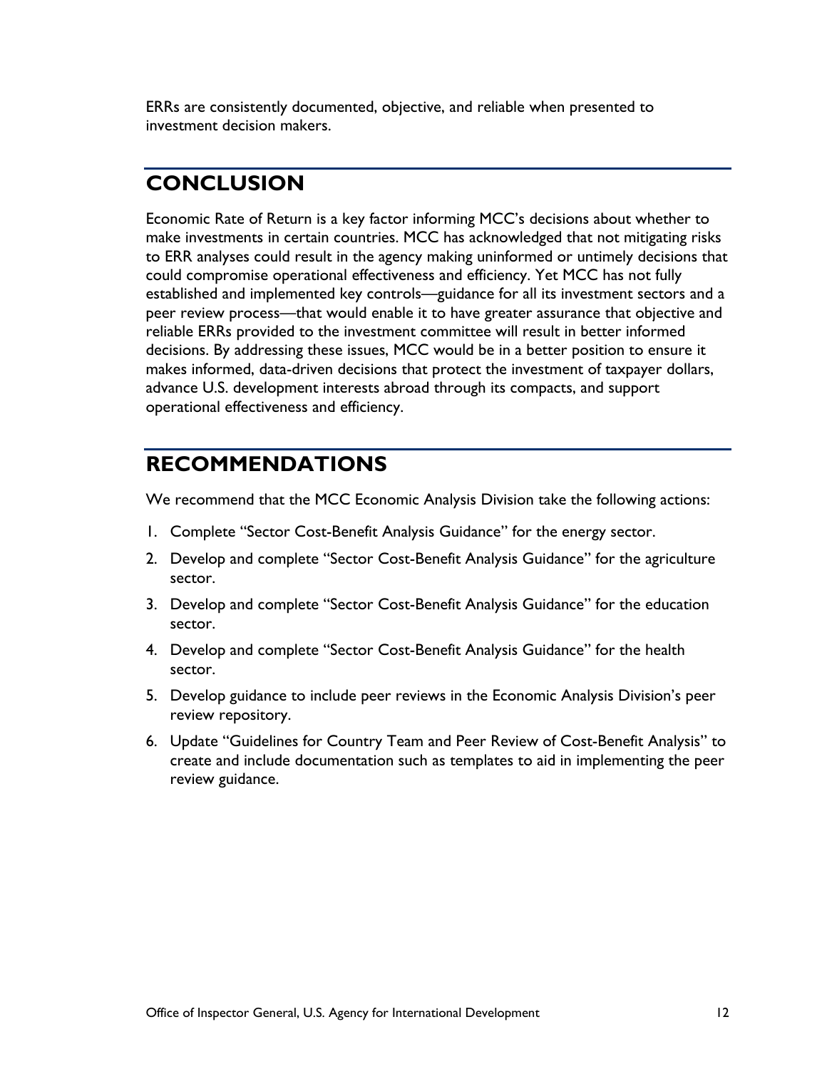ERRs are consistently documented, objective, and reliable when presented to investment decision makers.

## CONCLUSION

Economic Rate of Return is a key factor informing MCC's decisions about whether to make investments in certain countries. MCC has acknowledged that not mitigating risks to ERR analyses could result in the agency making uninformed or untimely decisions that could compromise operational effectiveness and efficiency. Yet MCC has not fully established and implemented key controls—guidance for all its investment sectors and a peer review process—that would enable it to have greater assurance that objective and reliable ERRs provided to the investment committee will result in better informed decisions. By addressing these issues, MCC would be in a better position to ensure it makes informed, data-driven decisions that protect the investment of taxpayer dollars, advance U.S. development interests abroad through its compacts, and support operational effectiveness and efficiency.

## RECOMMENDATIONS

We recommend that the MCC Economic Analysis Division take the following actions:

1. Complete "Sector Cost-Benefit Analysis Guidance" for the energy sector.
2. Develop and complete "Sector Cost-Benefit Analysis Guidance" for the agriculture sector.
3. Develop and complete "Sector Cost-Benefit Analysis Guidance" for the education sector.
4. Develop and complete "Sector Cost-Benefit Analysis Guidance" for the health sector.
5. Develop guidance to include peer reviews in the Economic Analysis Division's peer review repository.
6. Update "Guidelines for Country Team and Peer Review of Cost-Benefit Analysis" to create and include documentation such as templates to aid in implementing the peer review guidance.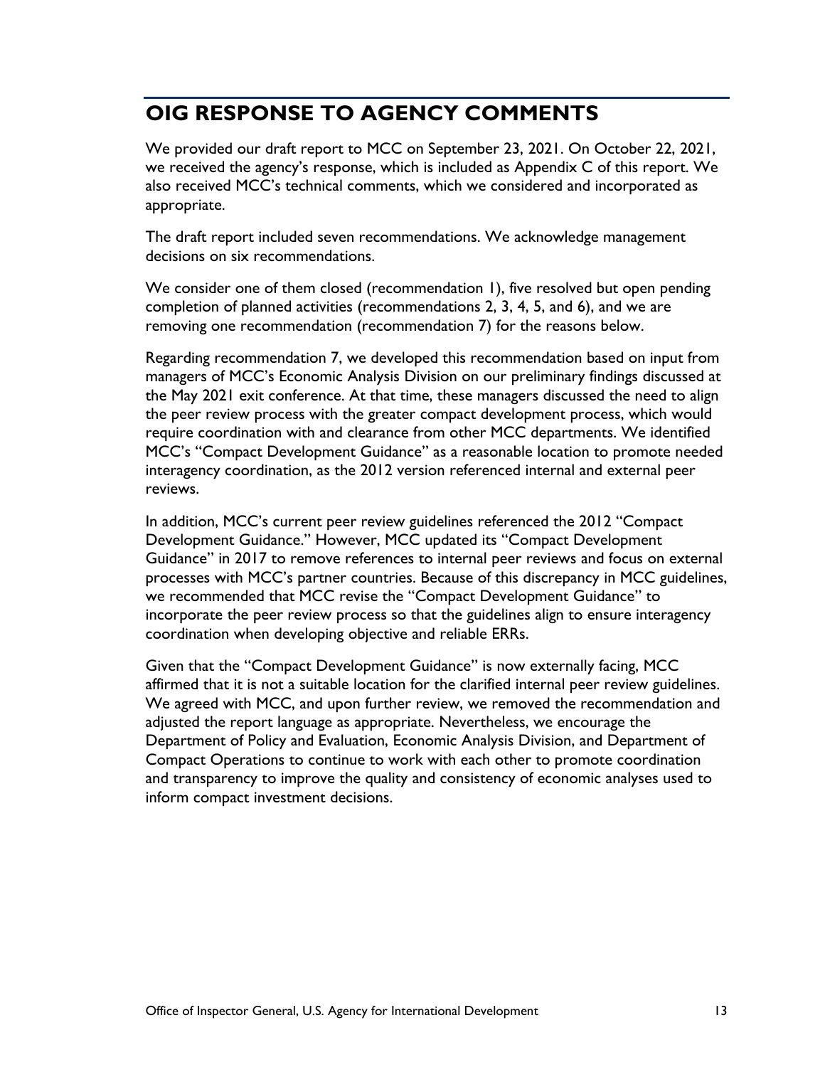# OIG RESPONSE TO AGENCY COMMENTS

We provided our draft report to MCC on September 23, 2021. On October 22, 2021, we received the agency's response, which is included as Appendix C of this report. We also received MCC's technical comments, which we considered and incorporated as appropriate.

The draft report included seven recommendations. We acknowledge management decisions on six recommendations.

We consider one of them closed (recommendation 1), five resolved but open pending completion of planned activities (recommendations 2, 3, 4, 5, and 6), and we are removing one recommendation (recommendation 7) for the reasons below.

Regarding recommendation 7, we developed this recommendation based on input from managers of MCC's Economic Analysis Division on our preliminary findings discussed at the May 2021 exit conference. At that time, these managers discussed the need to align the peer review process with the greater compact development process, which would require coordination with and clearance from other MCC departments. We identified MCC's "Compact Development Guidance" as a reasonable location to promote needed interagency coordination, as the 2012 version referenced internal and external peer reviews.

In addition, MCC's current peer review guidelines referenced the 2012 "Compact Development Guidance." However, MCC updated its "Compact Development Guidance" in 2017 to remove references to internal peer reviews and focus on external processes with MCC's partner countries. Because of this discrepancy in MCC guidelines, we recommended that MCC revise the "Compact Development Guidance" to incorporate the peer review process so that the guidelines align to ensure interagency coordination when developing objective and reliable ERRs.

Given that the "Compact Development Guidance" is now externally facing, MCC affirmed that it is not a suitable location for the clarified internal peer review guidelines. We agreed with MCC, and upon further review, we removed the recommendation and adjusted the report language as appropriate. Nevertheless, we encourage the Department of Policy and Evaluation, Economic Analysis Division, and Department of Compact Operations to continue to work with each other to promote coordination and transparency to improve the quality and consistency of economic analyses used to inform compact investment decisions.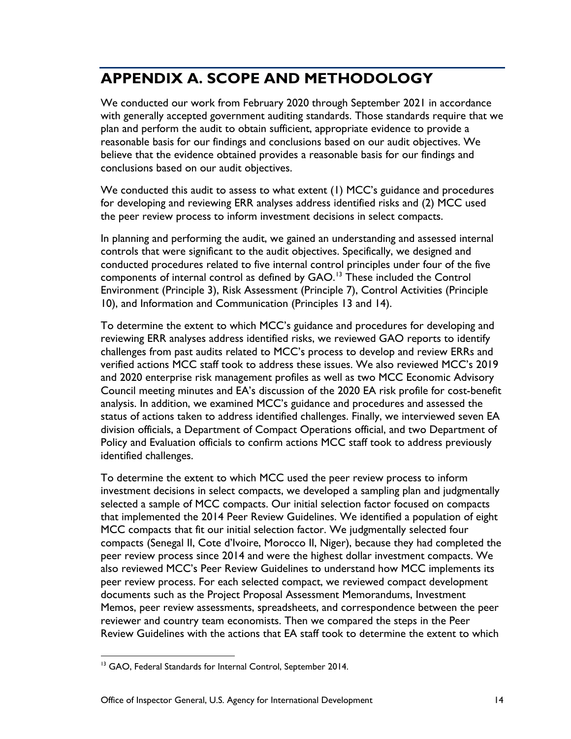# APPENDIX A. SCOPE AND METHODOLOGY

We conducted our work from February 2020 through September 2021 in accordance with generally accepted government auditing standards. Those standards require that we plan and perform the audit to obtain sufficient, appropriate evidence to provide a reasonable basis for our findings and conclusions based on our audit objectives. We believe that the evidence obtained provides a reasonable basis for our findings and conclusions based on our audit objectives.

We conducted this audit to assess to what extent (1) MCC's guidance and procedures for developing and reviewing ERR analyses address identified risks and (2) MCC used the peer review process to inform investment decisions in select compacts.

In planning and performing the audit, we gained an understanding and assessed internal controls that were significant to the audit objectives. Specifically, we designed and conducted procedures related to five internal control principles under four of the five components of internal control as defined by GAO.[13] These included the Control Environment (Principle 3), Risk Assessment (Principle 7), Control Activities (Principle 10), and Information and Communication (Principles 13 and 14).

To determine the extent to which MCC's guidance and procedures for developing and reviewing ERR analyses address identified risks, we reviewed GAO reports to identify challenges from past audits related to MCC's process to develop and review ERRs and verified actions MCC staff took to address these issues. We also reviewed MCC's 2019 and 2020 enterprise risk management profiles as well as two MCC Economic Advisory Council meeting minutes and EA's discussion of the 2020 EA risk profile for cost-benefit analysis. In addition, we examined MCC's guidance and procedures and assessed the status of actions taken to address identified challenges. Finally, we interviewed seven EA division officials, a Department of Compact Operations official, and two Department of Policy and Evaluation officials to confirm actions MCC staff took to address previously identified challenges.

To determine the extent to which MCC used the peer review process to inform investment decisions in select compacts, we developed a sampling plan and judgmentally selected a sample of MCC compacts. Our initial selection factor focused on compacts that implemented the 2014 Peer Review Guidelines. We identified a population of eight MCC compacts that fit our initial selection factor. We judgmentally selected four compacts (Senegal II, Cote d'Ivoire, Morocco II, Niger), because they had completed the peer review process since 2014 and were the highest dollar investment compacts. We also reviewed MCC's Peer Review Guidelines to understand how MCC implements its peer review process. For each selected compact, we reviewed compact development documents such as the Project Proposal Assessment Memorandums, Investment Memos, peer review assessments, spreadsheets, and correspondence between the peer reviewer and country team economists. Then we compared the steps in the Peer Review Guidelines with the actions that EA staff took to determine the extent to which

[13] GAO, Federal Standards for Internal Control, September 2014.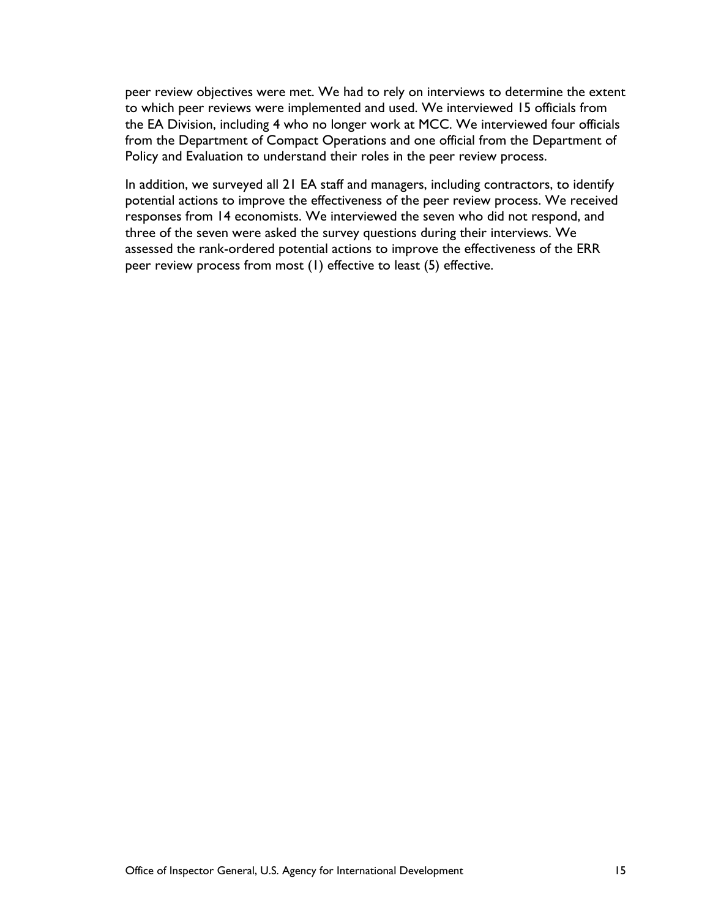peer review objectives were met. We had to rely on interviews to determine the extent to which peer reviews were implemented and used. We interviewed 15 officials from the EA Division, including 4 who no longer work at MCC. We interviewed four officials from the Department of Compact Operations and one official from the Department of Policy and Evaluation to understand their roles in the peer review process.

In addition, we surveyed all 21 EA staff and managers, including contractors, to identify potential actions to improve the effectiveness of the peer review process. We received responses from 14 economists. We interviewed the seven who did not respond, and three of the seven were asked the survey questions during their interviews. We assessed the rank-ordered potential actions to improve the effectiveness of the ERR peer review process from most (1) effective to least (5) effective.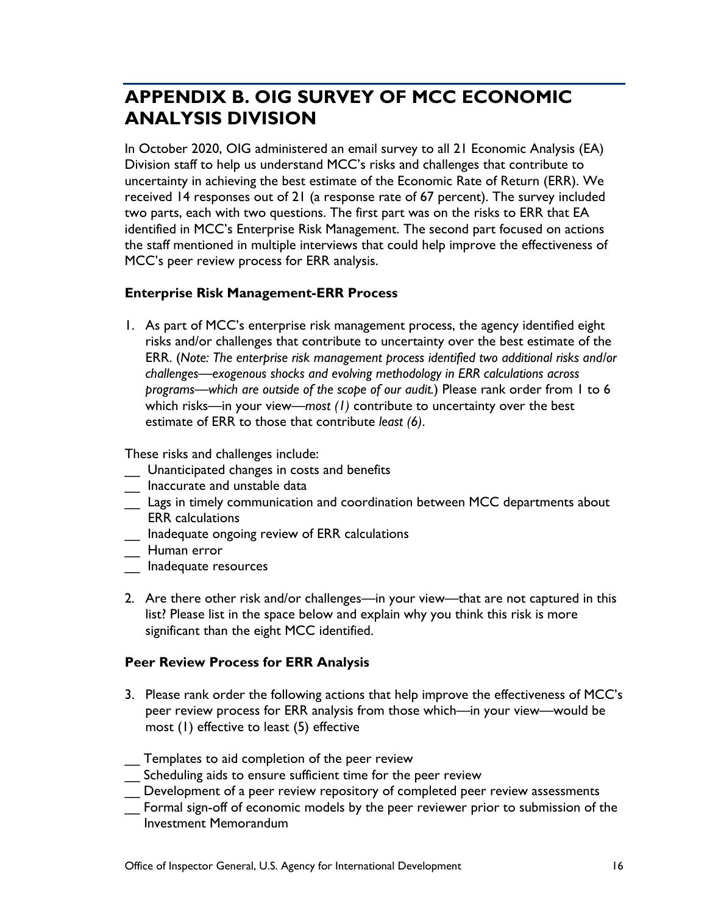# APPENDIX B. OIG SURVEY OF MCC ECONOMIC ANALYSIS DIVISION

In October 2020, OIG administered an email survey to all 21 Economic Analysis (EA) Division staff to help us understand MCC's risks and challenges that contribute to uncertainty in achieving the best estimate of the Economic Rate of Return (ERR). We received 14 responses out of 21 (a response rate of 67 percent). The survey included two parts, each with two questions. The first part was on the risks to ERR that EA identified in MCC's Enterprise Risk Management. The second part focused on actions the staff mentioned in multiple interviews that could help improve the effectiveness of MCC's peer review process for ERR analysis.

### Enterprise Risk Management-ERR Process

1. As part of MCC's enterprise risk management process, the agency identified eight risks and/or challenges that contribute to uncertainty over the best estimate of the ERR. (*Note: The enterprise risk management process identified two additional risks and/or challenges—exogenous shocks and evolving methodology in ERR calculations across programs—which are outside of the scope of our audit.*) Please rank order from 1 to 6 which risks—in your view—*most (1)* contribute to uncertainty over the best estimate of ERR to those that contribute *least (6)*.

These risks and challenges include:

__ Unanticipated changes in costs and benefits
__ Inaccurate and unstable data
__ Lags in timely communication and coordination between MCC departments about ERR calculations
__ Inadequate ongoing review of ERR calculations
__ Human error
__ Inadequate resources

2. Are there other risk and/or challenges—in your view—that are not captured in this list? Please list in the space below and explain why you think this risk is more significant than the eight MCC identified.

### Peer Review Process for ERR Analysis

3. Please rank order the following actions that help improve the effectiveness of MCC's peer review process for ERR analysis from those which—in your view—would be most (1) effective to least (5) effective

__ Templates to aid completion of the peer review
__ Scheduling aids to ensure sufficient time for the peer review
__ Development of a peer review repository of completed peer review assessments
__ Formal sign-off of economic models by the peer reviewer prior to submission of the Investment Memorandum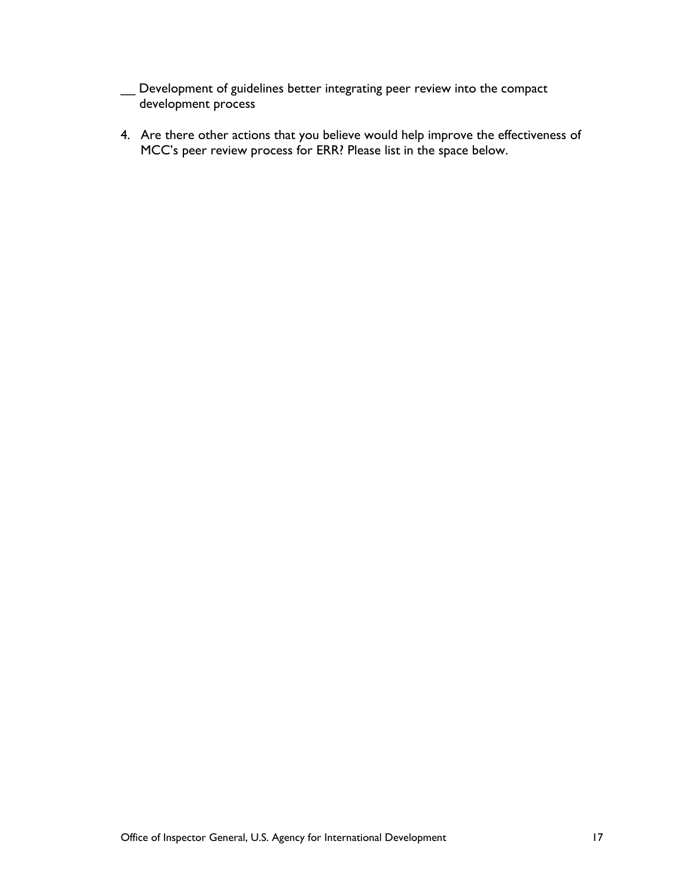__ Development of guidelines better integrating peer review into the compact development process

4. Are there other actions that you believe would help improve the effectiveness of MCC's peer review process for ERR? Please list in the space below.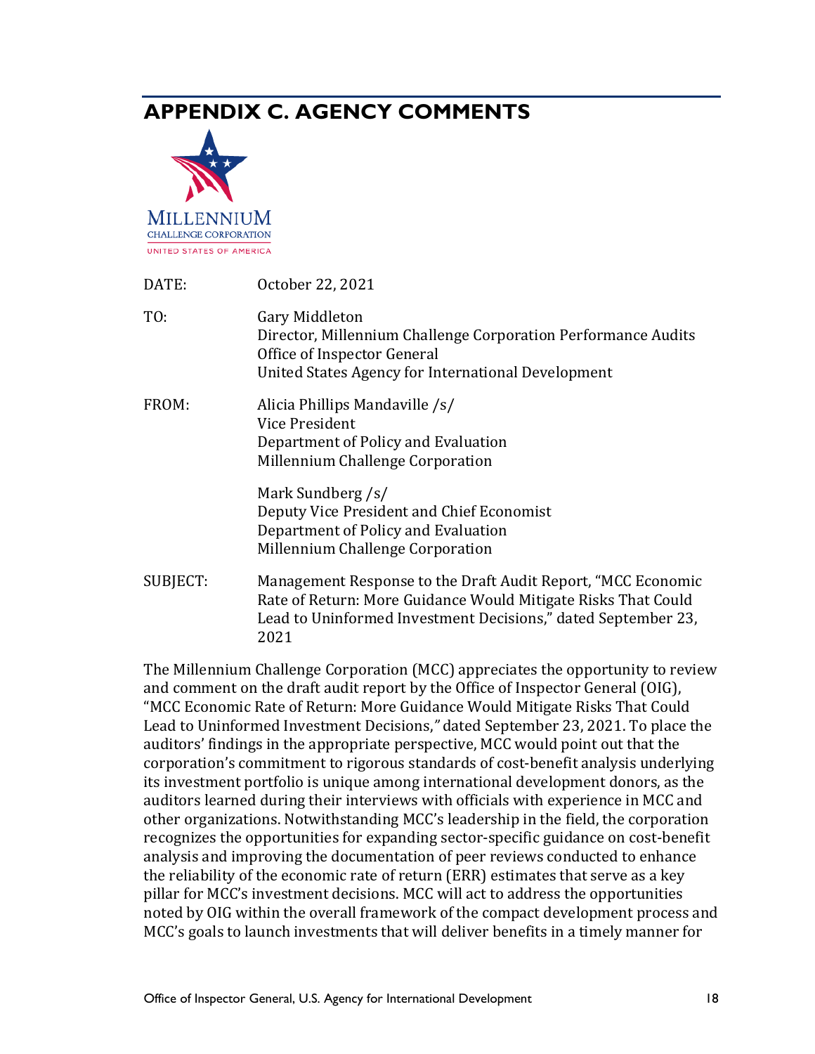# APPENDIX C. AGENCY COMMENTS

MILLENNIUM CHALLENGE CORPORATION
UNITED STATES OF AMERICA

DATE: October 22, 2021

TO: Gary Middleton
Director, Millennium Challenge Corporation Performance Audits
Office of Inspector General
United States Agency for International Development

FROM: Alicia Phillips Mandaville /s/
Vice President
Department of Policy and Evaluation
Millennium Challenge Corporation

Mark Sundberg /s/
Deputy Vice President and Chief Economist
Department of Policy and Evaluation
Millennium Challenge Corporation

SUBJECT: Management Response to the Draft Audit Report, "MCC Economic Rate of Return: More Guidance Would Mitigate Risks That Could Lead to Uninformed Investment Decisions," dated September 23, 2021

The Millennium Challenge Corporation (MCC) appreciates the opportunity to review and comment on the draft audit report by the Office of Inspector General (OIG), "MCC Economic Rate of Return: More Guidance Would Mitigate Risks That Could Lead to Uninformed Investment Decisions," dated September 23, 2021. To place the auditors' findings in the appropriate perspective, MCC would point out that the corporation's commitment to rigorous standards of cost-benefit analysis underlying its investment portfolio is unique among international development donors, as the auditors learned during their interviews with officials with experience in MCC and other organizations. Notwithstanding MCC's leadership in the field, the corporation recognizes the opportunities for expanding sector-specific guidance on cost-benefit analysis and improving the documentation of peer reviews conducted to enhance the reliability of the economic rate of return (ERR) estimates that serve as a key pillar for MCC's investment decisions. MCC will act to address the opportunities noted by OIG within the overall framework of the compact development process and MCC's goals to launch investments that will deliver benefits in a timely manner for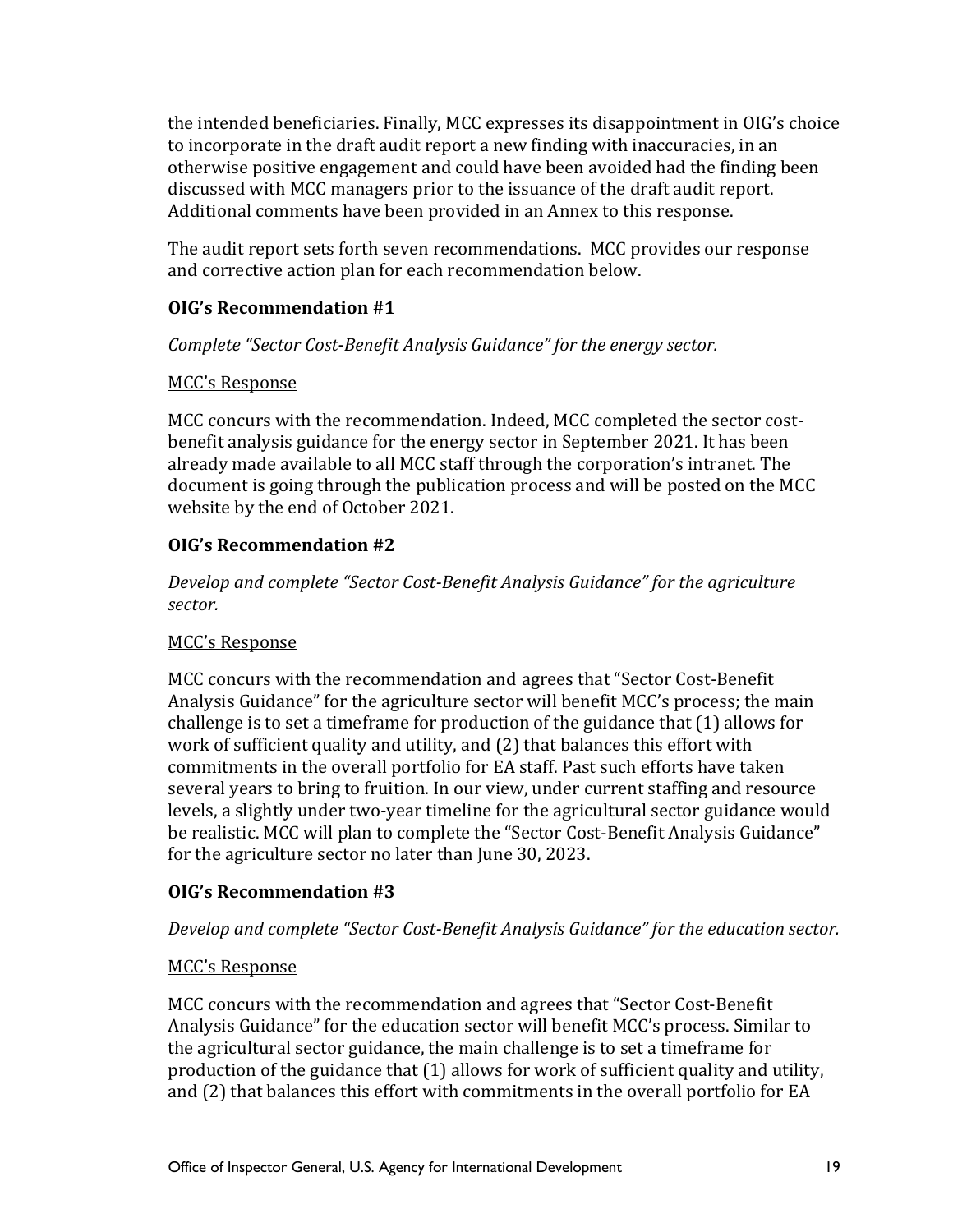the intended beneficiaries. Finally, MCC expresses its disappointment in OIG's choice to incorporate in the draft audit report a new finding with inaccuracies, in an otherwise positive engagement and could have been avoided had the finding been discussed with MCC managers prior to the issuance of the draft audit report. Additional comments have been provided in an Annex to this response.

The audit report sets forth seven recommendations. MCC provides our response and corrective action plan for each recommendation below.

**OIG's Recommendation #1**

*Complete "Sector Cost-Benefit Analysis Guidance" for the energy sector.*

<u>MCC's Response</u>

MCC concurs with the recommendation. Indeed, MCC completed the sector cost-benefit analysis guidance for the energy sector in September 2021. It has been already made available to all MCC staff through the corporation's intranet. The document is going through the publication process and will be posted on the MCC website by the end of October 2021.

**OIG's Recommendation #2**

*Develop and complete "Sector Cost-Benefit Analysis Guidance" for the agriculture sector.*

<u>MCC's Response</u>

MCC concurs with the recommendation and agrees that "Sector Cost-Benefit Analysis Guidance" for the agriculture sector will benefit MCC's process; the main challenge is to set a timeframe for production of the guidance that (1) allows for work of sufficient quality and utility, and (2) that balances this effort with commitments in the overall portfolio for EA staff. Past such efforts have taken several years to bring to fruition. In our view, under current staffing and resource levels, a slightly under two-year timeline for the agricultural sector guidance would be realistic. MCC will plan to complete the "Sector Cost-Benefit Analysis Guidance" for the agriculture sector no later than June 30, 2023.

**OIG's Recommendation #3**

*Develop and complete "Sector Cost-Benefit Analysis Guidance" for the education sector.*

<u>MCC's Response</u>

MCC concurs with the recommendation and agrees that "Sector Cost-Benefit Analysis Guidance" for the education sector will benefit MCC's process. Similar to the agricultural sector guidance, the main challenge is to set a timeframe for production of the guidance that (1) allows for work of sufficient quality and utility, and (2) that balances this effort with commitments in the overall portfolio for EA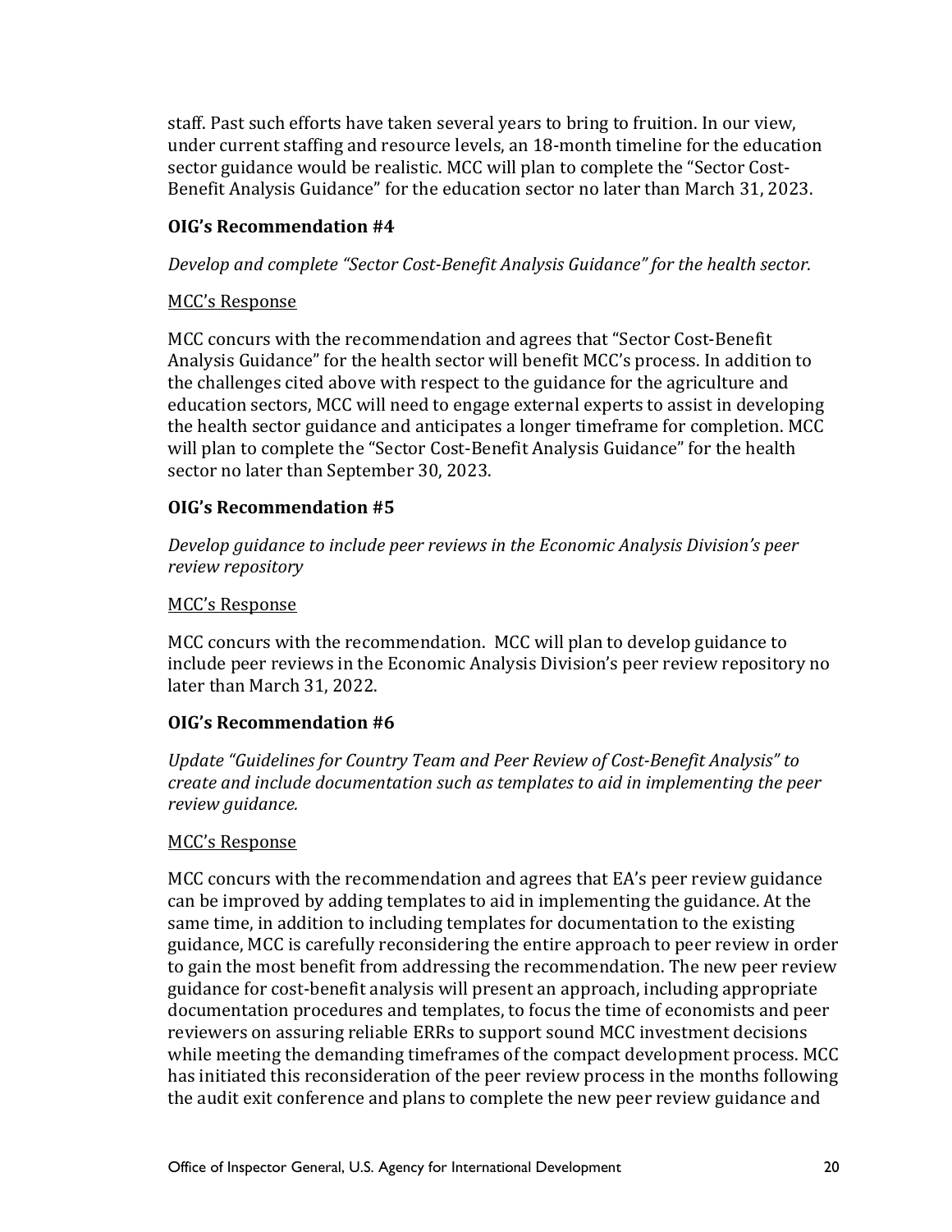staff. Past such efforts have taken several years to bring to fruition. In our view, under current staffing and resource levels, an 18-month timeline for the education sector guidance would be realistic. MCC will plan to complete the "Sector Cost-Benefit Analysis Guidance" for the education sector no later than March 31, 2023.

**OIG's Recommendation #4**

*Develop and complete "Sector Cost-Benefit Analysis Guidance" for the health sector.*

<u>MCC's Response</u>

MCC concurs with the recommendation and agrees that "Sector Cost-Benefit Analysis Guidance" for the health sector will benefit MCC's process. In addition to the challenges cited above with respect to the guidance for the agriculture and education sectors, MCC will need to engage external experts to assist in developing the health sector guidance and anticipates a longer timeframe for completion. MCC will plan to complete the "Sector Cost-Benefit Analysis Guidance" for the health sector no later than September 30, 2023.

**OIG's Recommendation #5**

*Develop guidance to include peer reviews in the Economic Analysis Division's peer review repository*

<u>MCC's Response</u>

MCC concurs with the recommendation. MCC will plan to develop guidance to include peer reviews in the Economic Analysis Division's peer review repository no later than March 31, 2022.

**OIG's Recommendation #6**

*Update "Guidelines for Country Team and Peer Review of Cost-Benefit Analysis" to create and include documentation such as templates to aid in implementing the peer review guidance.*

<u>MCC's Response</u>

MCC concurs with the recommendation and agrees that EA's peer review guidance can be improved by adding templates to aid in implementing the guidance. At the same time, in addition to including templates for documentation to the existing guidance, MCC is carefully reconsidering the entire approach to peer review in order to gain the most benefit from addressing the recommendation. The new peer review guidance for cost-benefit analysis will present an approach, including appropriate documentation procedures and templates, to focus the time of economists and peer reviewers on assuring reliable ERRs to support sound MCC investment decisions while meeting the demanding timeframes of the compact development process. MCC has initiated this reconsideration of the peer review process in the months following the audit exit conference and plans to complete the new peer review guidance and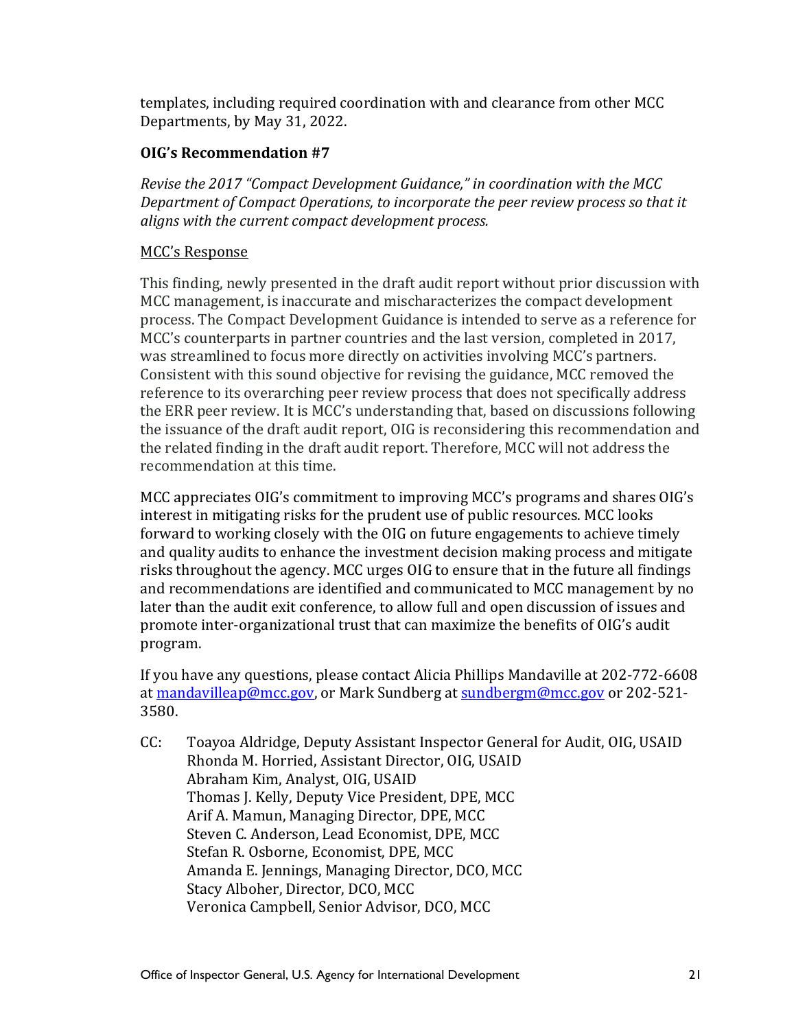templates, including required coordination with and clearance from other MCC Departments, by May 31, 2022.

**OIG's Recommendation #7**

*Revise the 2017 "Compact Development Guidance," in coordination with the MCC Department of Compact Operations, to incorporate the peer review process so that it aligns with the current compact development process.*

MCC's Response

This finding, newly presented in the draft audit report without prior discussion with MCC management, is inaccurate and mischaracterizes the compact development process. The Compact Development Guidance is intended to serve as a reference for MCC's counterparts in partner countries and the last version, completed in 2017, was streamlined to focus more directly on activities involving MCC's partners. Consistent with this sound objective for revising the guidance, MCC removed the reference to its overarching peer review process that does not specifically address the ERR peer review. It is MCC's understanding that, based on discussions following the issuance of the draft audit report, OIG is reconsidering this recommendation and the related finding in the draft audit report. Therefore, MCC will not address the recommendation at this time.

MCC appreciates OIG's commitment to improving MCC's programs and shares OIG's interest in mitigating risks for the prudent use of public resources. MCC looks forward to working closely with the OIG on future engagements to achieve timely and quality audits to enhance the investment decision making process and mitigate risks throughout the agency. MCC urges OIG to ensure that in the future all findings and recommendations are identified and communicated to MCC management by no later than the audit exit conference, to allow full and open discussion of issues and promote inter-organizational trust that can maximize the benefits of OIG's audit program.

If you have any questions, please contact Alicia Phillips Mandaville at 202-772-6608 at mandavilleap@mcc.gov, or Mark Sundberg at sundbergm@mcc.gov or 202-521-3580.

CC: Toayoa Aldridge, Deputy Assistant Inspector General for Audit, OIG, USAID
Rhonda M. Horried, Assistant Director, OIG, USAID
Abraham Kim, Analyst, OIG, USAID
Thomas J. Kelly, Deputy Vice President, DPE, MCC
Arif A. Mamun, Managing Director, DPE, MCC
Steven C. Anderson, Lead Economist, DPE, MCC
Stefan R. Osborne, Economist, DPE, MCC
Amanda E. Jennings, Managing Director, DCO, MCC
Stacy Alboher, Director, DCO, MCC
Veronica Campbell, Senior Advisor, DCO, MCC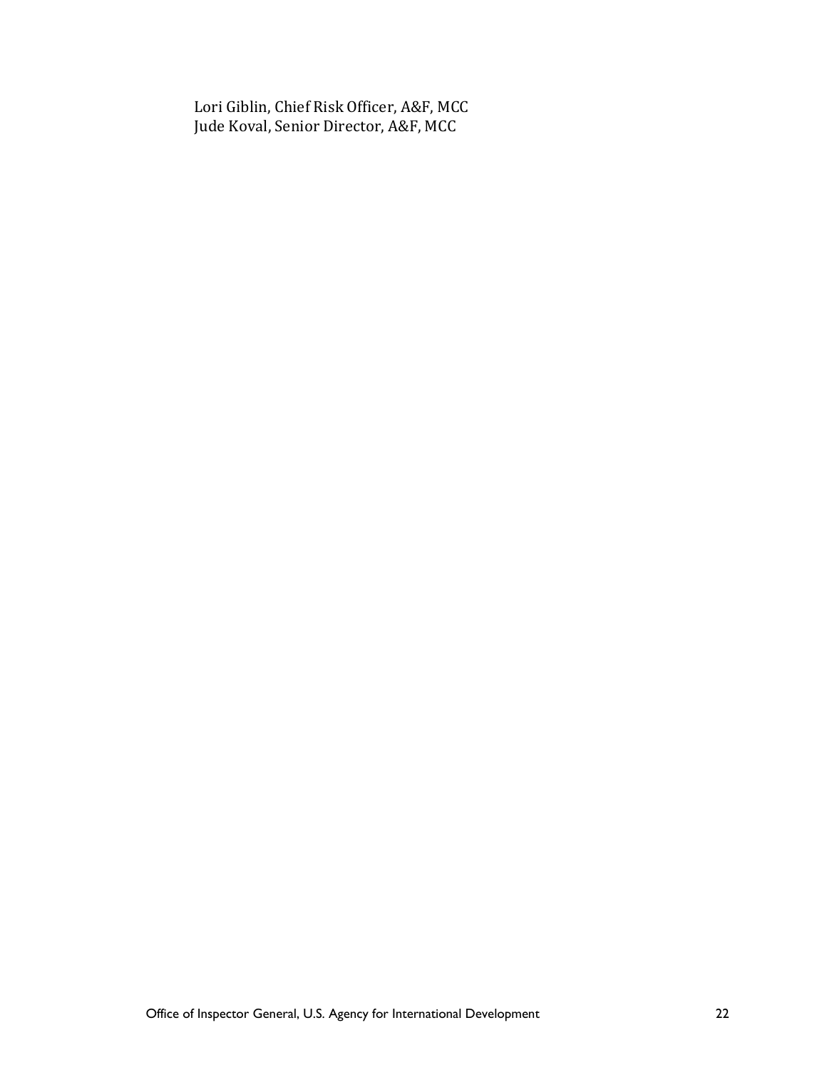Lori Giblin, Chief Risk Officer, A&F, MCC
Jude Koval, Senior Director, A&F, MCC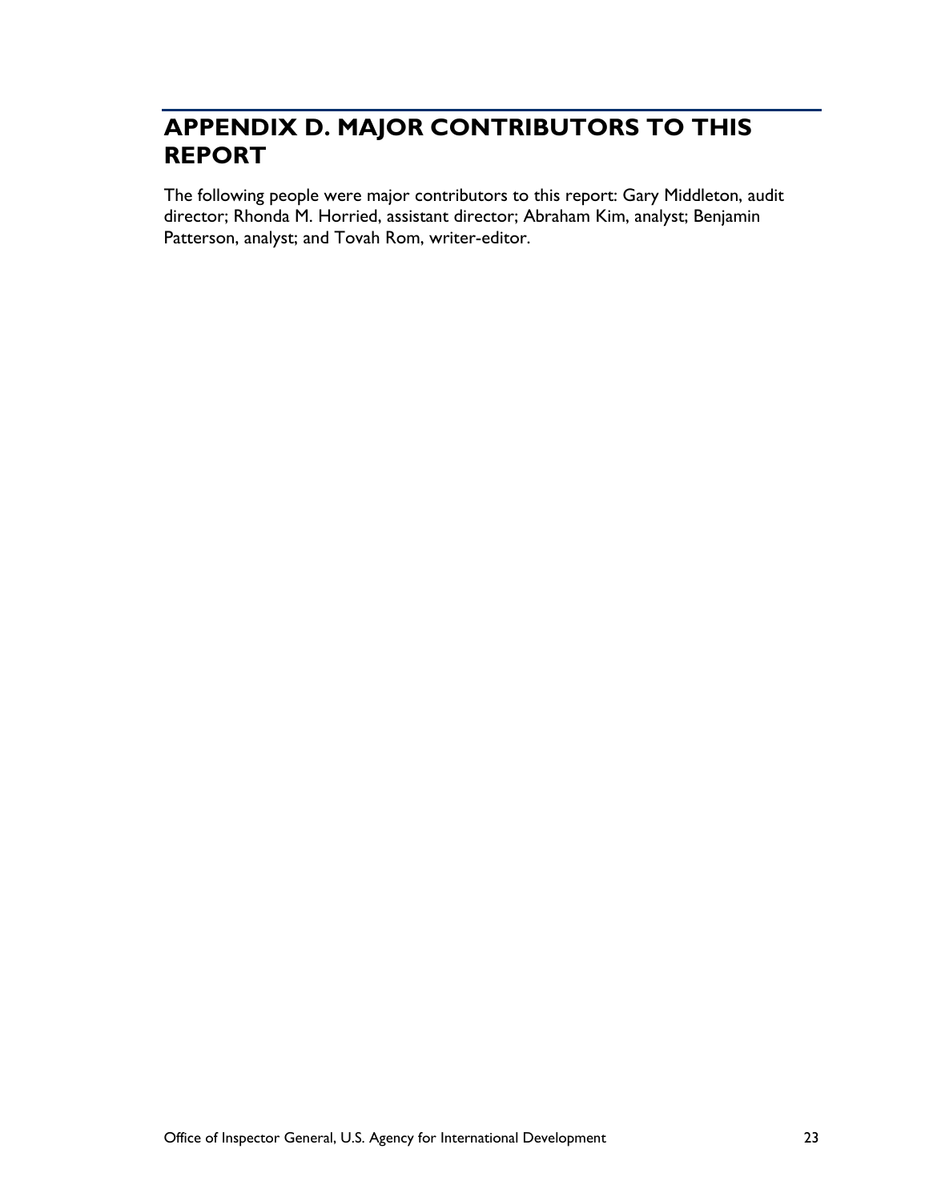# APPENDIX D. MAJOR CONTRIBUTORS TO THIS REPORT

The following people were major contributors to this report: Gary Middleton, audit director; Rhonda M. Horried, assistant director; Abraham Kim, analyst; Benjamin Patterson, analyst; and Tovah Rom, writer-editor.